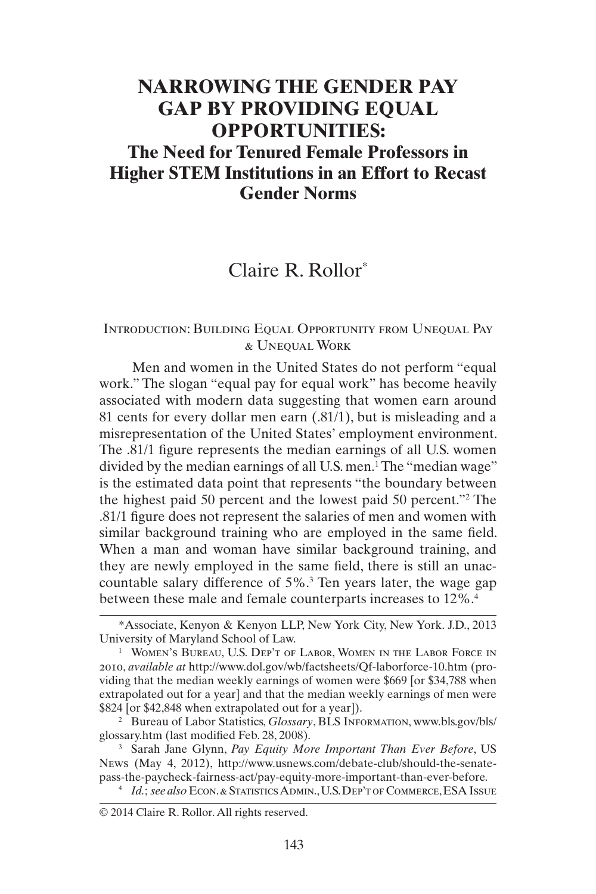# NARROWING THE GENDER PAY GAP BY PROVIDING EQUAL OPPORTUNITIES:

## The Need for Tenured Female Professors in Higher STEM Institutions in an Effort to Recast Gender Norms

Claire R. Rollor*

### Introduction: Building Equal Opportunity from Unequal Pay & Unequal Work

Men and women in the United States do not perform "equal work." The slogan "equal pay for equal work" has become heavily associated with modern data suggesting that women earn around 81 cents for every dollar men earn (.81/1), but is misleading and a misrepresentation of the United States' employment environment. The .81/1 figure represents the median earnings of all U.S. women divided by the median earnings of all U.S. men.[1] The "median wage" is the estimated data point that represents "the boundary between the highest paid 50 percent and the lowest paid 50 percent."[2] The .81/1 figure does not represent the salaries of men and women with similar background training who are employed in the same field. When a man and woman have similar background training, and they are newly employed in the same field, there is still an unaccountable salary difference of 5%.[3] Ten years later, the wage gap between these male and female counterparts increases to 12%.[4]

---

*Associate, Kenyon & Kenyon LLP, New York City, New York. J.D., 2013 University of Maryland School of Law.

[1] Women's Bureau, U.S. Dep't of Labor, Women in the Labor Force in 2010, *available at* http://www.dol.gov/wb/factsheets/Qf-laborforce-10.htm (providing that the median weekly earnings of women were $669 [or $34,788 when extrapolated out for a year] and that the median weekly earnings of men were $824 [or $42,848 when extrapolated out for a year]).

[2] Bureau of Labor Statistics, *Glossary*, BLS Information, www.bls.gov/bls/glossary.htm (last modified Feb. 28, 2008).

[3] Sarah Jane Glynn, *Pay Equity More Important Than Ever Before*, US News (May 4, 2012), http://www.usnews.com/debate-club/should-the-senate-pass-the-paycheck-fairness-act/pay-equity-more-important-than-ever-before.

[4] *Id.*; *see also* Econ. & Statistics Admin., U.S. Dep't of Commerce, ESA Issue

© 2014 Claire R. Rollor. All rights reserved.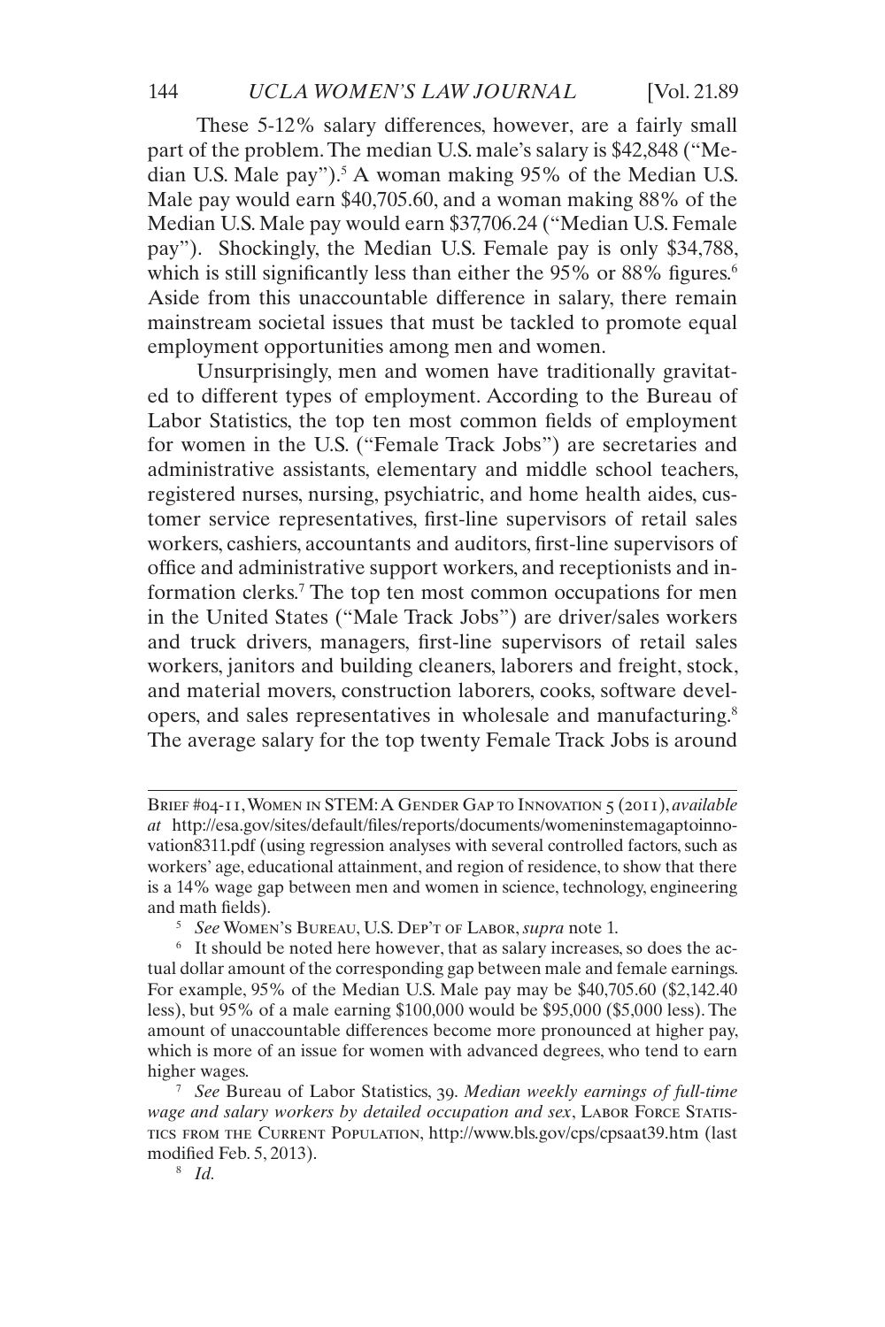These 5-12% salary differences, however, are a fairly small part of the problem. The median U.S. male's salary is $42,848 ("Median U.S. Male pay").[5] A woman making 95% of the Median U.S. Male pay would earn $40,705.60, and a woman making 88% of the Median U.S. Male pay would earn $37,706.24 ("Median U.S. Female pay"). Shockingly, the Median U.S. Female pay is only $34,788, which is still significantly less than either the 95% or 88% figures.[6] Aside from this unaccountable difference in salary, there remain mainstream societal issues that must be tackled to promote equal employment opportunities among men and women.

Unsurprisingly, men and women have traditionally gravitated to different types of employment. According to the Bureau of Labor Statistics, the top ten most common fields of employment for women in the U.S. ("Female Track Jobs") are secretaries and administrative assistants, elementary and middle school teachers, registered nurses, nursing, psychiatric, and home health aides, customer service representatives, first-line supervisors of retail sales workers, cashiers, accountants and auditors, first-line supervisors of office and administrative support workers, and receptionists and information clerks.[7] The top ten most common occupations for men in the United States ("Male Track Jobs") are driver/sales workers and truck drivers, managers, first-line supervisors of retail sales workers, janitors and building cleaners, laborers and freight, stock, and material movers, construction laborers, cooks, software developers, and sales representatives in wholesale and manufacturing.[8] The average salary for the top twenty Female Track Jobs is around

---

Brief #04-11, Women in STEM: A Gender Gap to Innovation 5 (2011), *available at* http://esa.gov/sites/default/files/reports/documents/womeninstemagaptoinnovation8311.pdf (using regression analyses with several controlled factors, such as workers' age, educational attainment, and region of residence, to show that there is a 14% wage gap between men and women in science, technology, engineering and math fields).

[5] *See* Women's Bureau, U.S. Dep't of Labor, *supra* note 1.

[6] It should be noted here however, that as salary increases, so does the actual dollar amount of the corresponding gap between male and female earnings. For example, 95% of the Median U.S. Male pay may be $40,705.60 ($2,142.40 less), but 95% of a male earning $100,000 would be $95,000 ($5,000 less). The amount of unaccountable differences become more pronounced at higher pay, which is more of an issue for women with advanced degrees, who tend to earn higher wages.

[7] *See* Bureau of Labor Statistics, 39. *Median weekly earnings of full-time wage and salary workers by detailed occupation and sex*, Labor Force Statistics from the Current Population, http://www.bls.gov/cps/cpsaat39.htm (last modified Feb. 5, 2013).

[8] *Id.*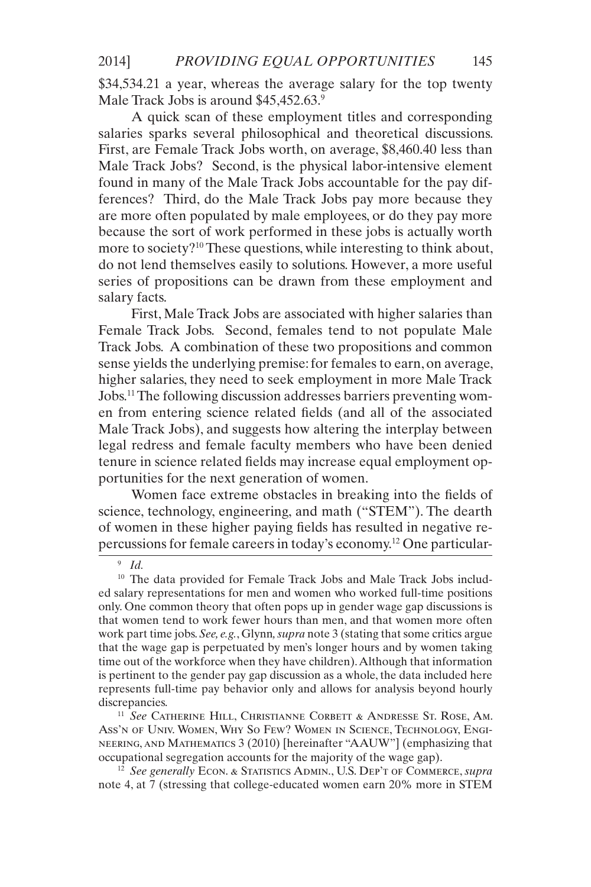$34,534.21 a year, whereas the average salary for the top twenty Male Track Jobs is around $45,452.63.[9]

A quick scan of these employment titles and corresponding salaries sparks several philosophical and theoretical discussions. First, are Female Track Jobs worth, on average, $8,460.40 less than Male Track Jobs? Second, is the physical labor-intensive element found in many of the Male Track Jobs accountable for the pay differences? Third, do the Male Track Jobs pay more because they are more often populated by male employees, or do they pay more because the sort of work performed in these jobs is actually worth more to society?[10] These questions, while interesting to think about, do not lend themselves easily to solutions. However, a more useful series of propositions can be drawn from these employment and salary facts.

First, Male Track Jobs are associated with higher salaries than Female Track Jobs. Second, females tend to not populate Male Track Jobs. A combination of these two propositions and common sense yields the underlying premise: for females to earn, on average, higher salaries, they need to seek employment in more Male Track Jobs.[11] The following discussion addresses barriers preventing women from entering science related fields (and all of the associated Male Track Jobs), and suggests how altering the interplay between legal redress and female faculty members who have been denied tenure in science related fields may increase equal employment opportunities for the next generation of women.

Women face extreme obstacles in breaking into the fields of science, technology, engineering, and math ("STEM"). The dearth of women in these higher paying fields has resulted in negative repercussions for female careers in today's economy.[12] One particular-

---

[9] *Id.*

[10] The data provided for Female Track Jobs and Male Track Jobs included salary representations for men and women who worked full-time positions only. One common theory that often pops up in gender wage gap discussions is that women tend to work fewer hours than men, and that women more often work part time jobs. *See, e.g.*, Glynn, *supra* note 3 (stating that some critics argue that the wage gap is perpetuated by men's longer hours and by women taking time out of the workforce when they have children). Although that information is pertinent to the gender pay gap discussion as a whole, the data included here represents full-time pay behavior only and allows for analysis beyond hourly discrepancies.

[11] *See* Catherine Hill, Christianne Corbett & Andresse St. Rose, Am. Ass'n of Univ. Women, Why So Few? Women in Science, Technology, Engineering, and Mathematics 3 (2010) [hereinafter "AAUW"] (emphasizing that occupational segregation accounts for the majority of the wage gap).

[12] *See generally* Econ. & Statistics Admin., U.S. Dep't of Commerce, *supra* note 4, at 7 (stressing that college-educated women earn 20% more in STEM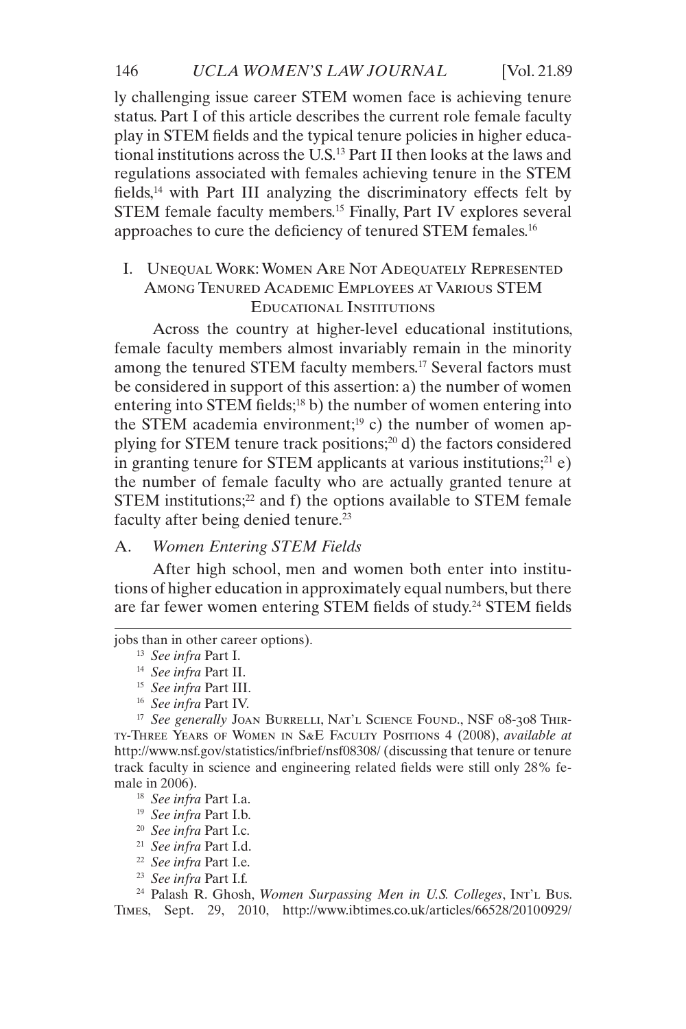ly challenging issue career STEM women face is achieving tenure status. Part I of this article describes the current role female faculty play in STEM fields and the typical tenure policies in higher educational institutions across the U.S.[13] Part II then looks at the laws and regulations associated with females achieving tenure in the STEM fields,[14] with Part III analyzing the discriminatory effects felt by STEM female faculty members.[15] Finally, Part IV explores several approaches to cure the deficiency of tenured STEM females.[16]

## I. Unequal Work: Women Are Not Adequately Represented Among Tenured Academic Employees at Various STEM Educational Institutions

Across the country at higher-level educational institutions, female faculty members almost invariably remain in the minority among the tenured STEM faculty members.[17] Several factors must be considered in support of this assertion: a) the number of women entering into STEM fields;[18] b) the number of women entering into the STEM academia environment;[19] c) the number of women applying for STEM tenure track positions;[20] d) the factors considered in granting tenure for STEM applicants at various institutions;[21] e) the number of female faculty who are actually granted tenure at STEM institutions;[22] and f) the options available to STEM female faculty after being denied tenure.[23]

### A. *Women Entering STEM Fields*

After high school, men and women both enter into institutions of higher education in approximately equal numbers, but there are far fewer women entering STEM fields of study.[24] STEM fields

---

jobs than in other career options).

[13] *See infra* Part I.

[14] *See infra* Part II.

[15] *See infra* Part III.

[16] *See infra* Part IV.

[17] *See generally* Joan Burrelli, Nat'l Science Found., NSF 08-308 Thirty-Three Years of Women in S&E Faculty Positions 4 (2008), *available at* http://www.nsf.gov/statistics/infbrief/nsf08308/ (discussing that tenure or tenure track faculty in science and engineering related fields were still only 28% female in 2006).

[18] *See infra* Part I.a.

[19] *See infra* Part I.b.

[20] *See infra* Part I.c.

[21] *See infra* Part I.d.

[22] *See infra* Part I.e.

[23] *See infra* Part I.f.

[24] Palash R. Ghosh, *Women Surpassing Men in U.S. Colleges*, Int'l Bus. Times, Sept. 29, 2010, http://www.ibtimes.co.uk/articles/66528/20100929/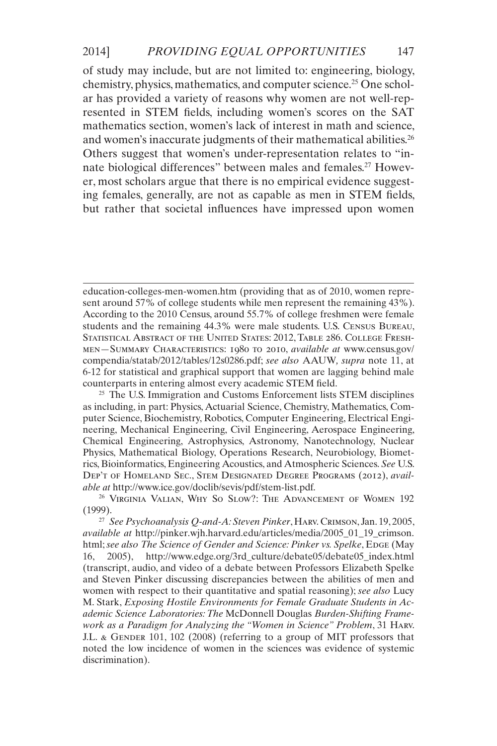of study may include, but are not limited to: engineering, biology, chemistry, physics, mathematics, and computer science.[25] One scholar has provided a variety of reasons why women are not well-represented in STEM fields, including women's scores on the SAT mathematics section, women's lack of interest in math and science, and women's inaccurate judgments of their mathematical abilities.[26] Others suggest that women's under-representation relates to "innate biological differences" between males and females.[27] However, most scholars argue that there is no empirical evidence suggesting females, generally, are not as capable as men in STEM fields, but rather that societal influences have impressed upon women

---

education-colleges-men-women.htm (providing that as of 2010, women represent around 57% of college students while men represent the remaining 43%). According to the 2010 Census, around 55.7% of college freshmen were female students and the remaining 44.3% were male students. U.S. Census Bureau, Statistical Abstract of the United States: 2012, Table 286. College Freshmen—Summary Characteristics: 1980 to 2010, *available at* www.census.gov/compendia/statab/2012/tables/12s0286.pdf; *see also* AAUW, *supra* note 11, at 6-12 for statistical and graphical support that women are lagging behind male counterparts in entering almost every academic STEM field.

[25] The U.S. Immigration and Customs Enforcement lists STEM disciplines as including, in part: Physics, Actuarial Science, Chemistry, Mathematics, Computer Science, Biochemistry, Robotics, Computer Engineering, Electrical Engineering, Mechanical Engineering, Civil Engineering, Aerospace Engineering, Chemical Engineering, Astrophysics, Astronomy, Nanotechnology, Nuclear Physics, Mathematical Biology, Operations Research, Neurobiology, Biometrics, Bioinformatics, Engineering Acoustics, and Atmospheric Sciences. *See* U.S. Dep't of Homeland Sec., Stem Designated Degree Programs (2012), *available at* http://www.ice.gov/doclib/sevis/pdf/stem-list.pdf.

[26] Virginia Valian, Why So Slow?: The Advancement of Women 192 (1999).

[27] *See Psychoanalysis Q-and-A: Steven Pinker*, Harv. Crimson, Jan. 19, 2005, *available at* http://pinker.wjh.harvard.edu/articles/media/2005_01_19_crimson.html; *see also The Science of Gender and Science: Pinker vs. Spelke*, Edge (May 16, 2005), http://www.edge.org/3rd_culture/debate05/debate05_index.html (transcript, audio, and video of a debate between Professors Elizabeth Spelke and Steven Pinker discussing discrepancies between the abilities of men and women with respect to their quantitative and spatial reasoning); *see also* Lucy M. Stark, *Exposing Hostile Environments for Female Graduate Students in Academic Science Laboratories: The* McDonnell Douglas *Burden-Shifting Framework as a Paradigm for Analyzing the "Women in Science" Problem*, 31 Harv. J.L. & Gender 101, 102 (2008) (referring to a group of MIT professors that noted the low incidence of women in the sciences was evidence of systemic discrimination).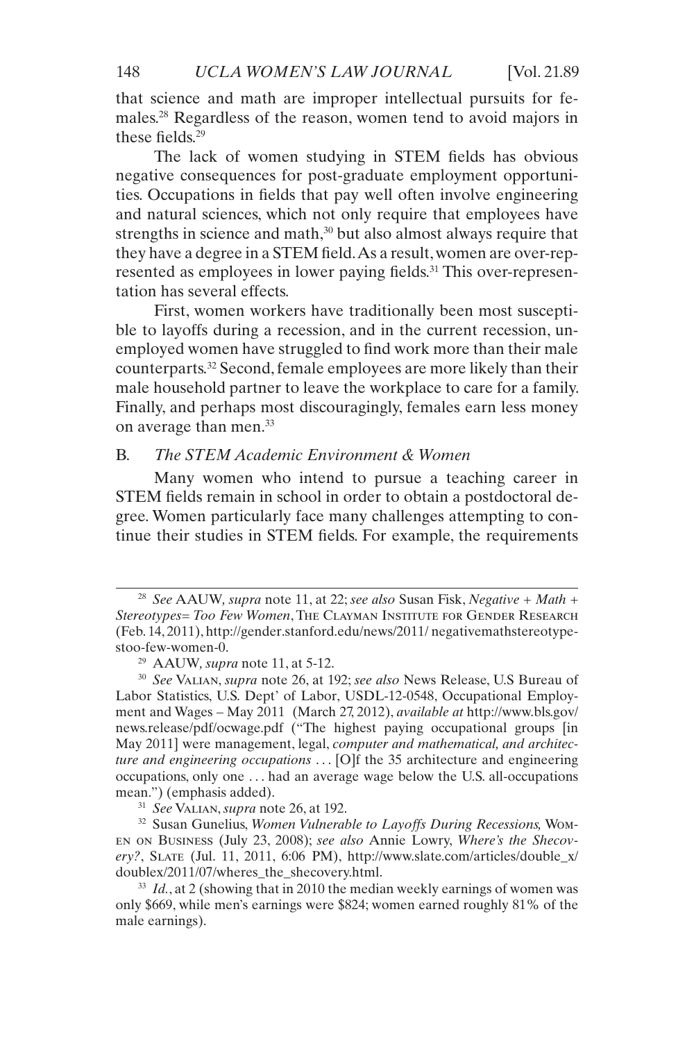that science and math are improper intellectual pursuits for females.[28] Regardless of the reason, women tend to avoid majors in these fields.[29]

The lack of women studying in STEM fields has obvious negative consequences for post-graduate employment opportunities. Occupations in fields that pay well often involve engineering and natural sciences, which not only require that employees have strengths in science and math,[30] but also almost always require that they have a degree in a STEM field. As a result, women are over-represented as employees in lower paying fields.[31] This over-representation has several effects.

First, women workers have traditionally been most susceptible to layoffs during a recession, and in the current recession, unemployed women have struggled to find work more than their male counterparts.[32] Second, female employees are more likely than their male household partner to leave the workplace to care for a family. Finally, and perhaps most discouragingly, females earn less money on average than men.[33]

## B. *The STEM Academic Environment & Women*

Many women who intend to pursue a teaching career in STEM fields remain in school in order to obtain a postdoctoral degree. Women particularly face many challenges attempting to continue their studies in STEM fields. For example, the requirements

---

[28] *See* AAUW, *supra* note 11, at 22; *see also* Susan Fisk, *Negative + Math + Stereotypes= Too Few Women*, The Clayman Institute for Gender Research (Feb. 14, 2011), http://gender.stanford.edu/news/2011/ negativemathstereotypestoo-few-women-0.

[29] AAUW, *supra* note 11, at 5-12.

[30] *See* Valian, *supra* note 26, at 192; *see also* News Release, U.S Bureau of Labor Statistics, U.S. Dept' of Labor, USDL-12-0548, Occupational Employment and Wages – May 2011 (March 27, 2012), *available at* http://www.bls.gov/news.release/pdf/ocwage.pdf ("The highest paying occupational groups [in May 2011] were management, legal, *computer and mathematical, and architecture and engineering occupations* . . . [O]f the 35 architecture and engineering occupations, only one . . . had an average wage below the U.S. all-occupations mean.") (emphasis added).

[31] *See* Valian, *supra* note 26, at 192.

[32] Susan Gunelius, *Women Vulnerable to Layoffs During Recessions,* Women on Business (July 23, 2008); *see also* Annie Lowry, *Where's the Shecovery?*, Slate (Jul. 11, 2011, 6:06 PM), http://www.slate.com/articles/double_x/doublex/2011/07/wheres_the_shecovery.html.

[33] *Id.*, at 2 (showing that in 2010 the median weekly earnings of women was only $669, while men's earnings were $824; women earned roughly 81% of the male earnings).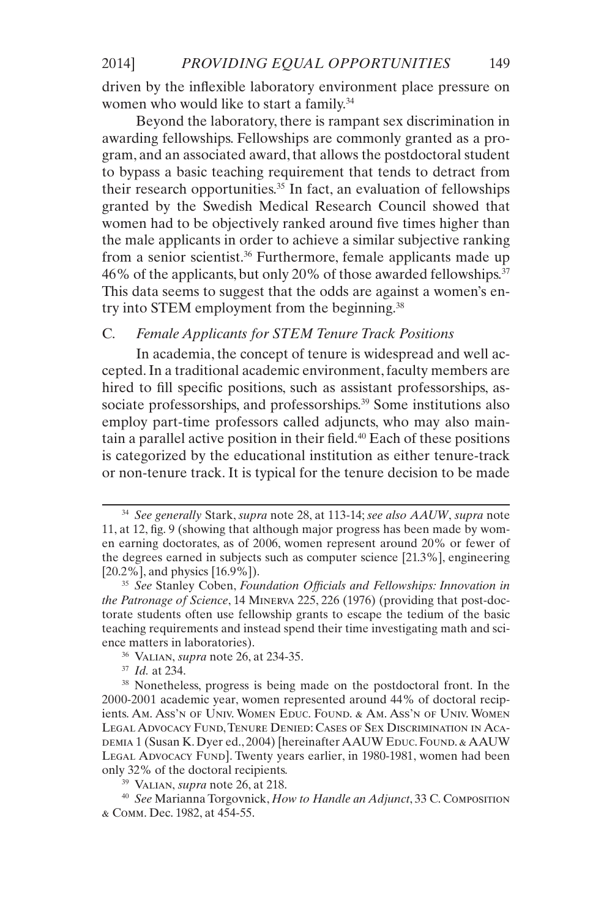driven by the inflexible laboratory environment place pressure on women who would like to start a family.[34]

Beyond the laboratory, there is rampant sex discrimination in awarding fellowships. Fellowships are commonly granted as a program, and an associated award, that allows the postdoctoral student to bypass a basic teaching requirement that tends to detract from their research opportunities.[35] In fact, an evaluation of fellowships granted by the Swedish Medical Research Council showed that women had to be objectively ranked around five times higher than the male applicants in order to achieve a similar subjective ranking from a senior scientist.[36] Furthermore, female applicants made up 46% of the applicants, but only 20% of those awarded fellowships.[37] This data seems to suggest that the odds are against a women's entry into STEM employment from the beginning.[38]

### C. *Female Applicants for STEM Tenure Track Positions*

In academia, the concept of tenure is widespread and well accepted. In a traditional academic environment, faculty members are hired to fill specific positions, such as assistant professorships, associate professorships, and professorships.[39] Some institutions also employ part-time professors called adjuncts, who may also maintain a parallel active position in their field.[40] Each of these positions is categorized by the educational institution as either tenure-track or non-tenure track. It is typical for the tenure decision to be made

---

[34] *See generally* Stark, *supra* note 28, at 113-14; *see also AAUW*, *supra* note 11, at 12, fig. 9 (showing that although major progress has been made by women earning doctorates, as of 2006, women represent around 20% or fewer of the degrees earned in subjects such as computer science [21.3%], engineering [20.2%], and physics [16.9%]).

[35] *See* Stanley Coben, *Foundation Officials and Fellowships: Innovation in the Patronage of Science*, 14 Minerva 225, 226 (1976) (providing that post-doctorate students often use fellowship grants to escape the tedium of the basic teaching requirements and instead spend their time investigating math and science matters in laboratories).

[36] Valian, *supra* note 26, at 234-35.

[37] *Id.* at 234.

[38] Nonetheless, progress is being made on the postdoctoral front. In the 2000-2001 academic year, women represented around 44% of doctoral recipients. Am. Ass'n of Univ. Women Educ. Found. & Am. Ass'n of Univ. Women Legal Advocacy Fund, Tenure Denied: Cases of Sex Discrimination in Academia 1 (Susan K. Dyer ed., 2004) [hereinafter AAUW Educ. Found. & AAUW Legal Advocacy Fund]. Twenty years earlier, in 1980-1981, women had been only 32% of the doctoral recipients.

[39] Valian, *supra* note 26, at 218.

[40] *See* Marianna Torgovnick, *How to Handle an Adjunct*, 33 C. Composition & Comm. Dec. 1982, at 454-55.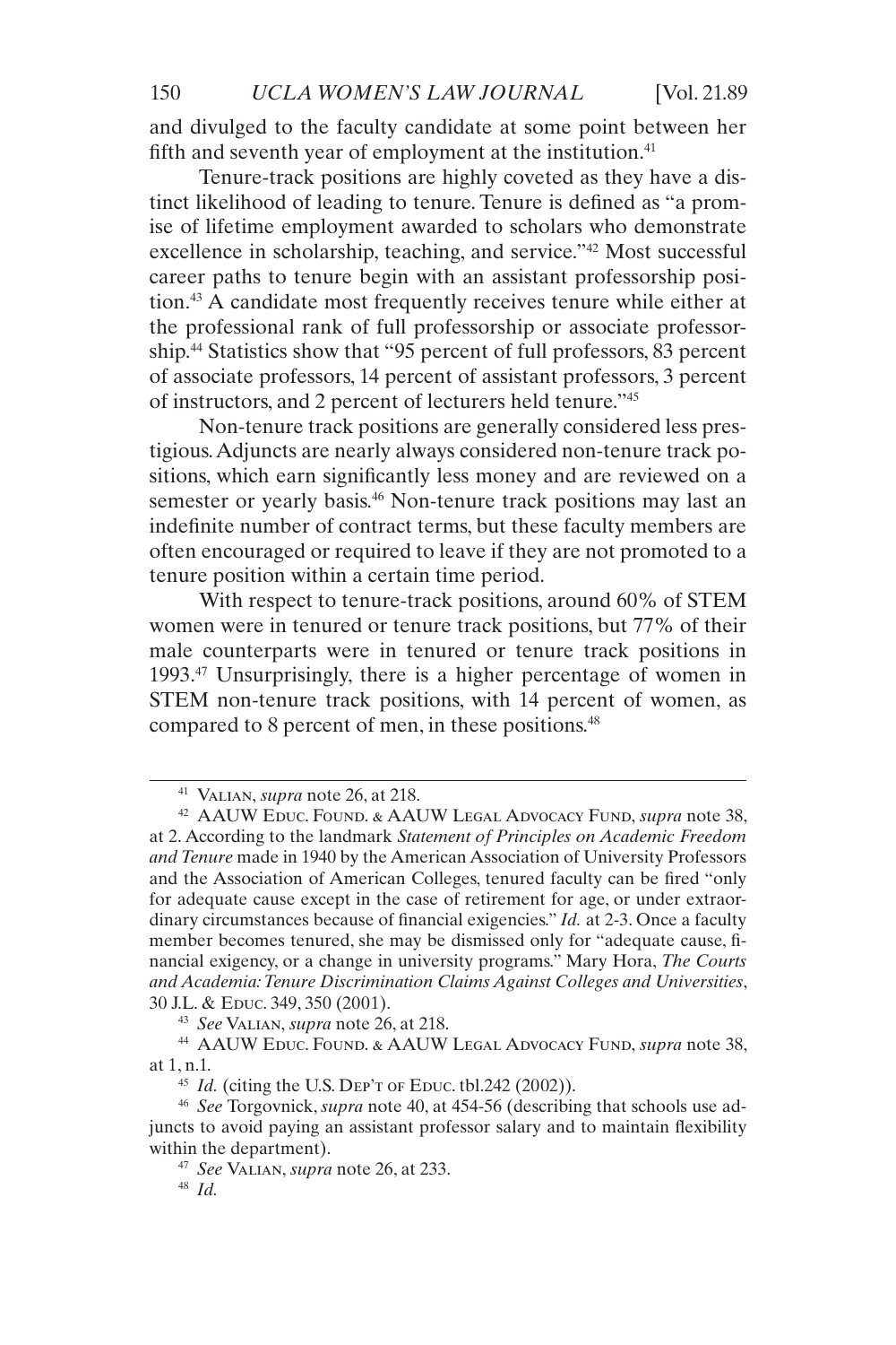and divulged to the faculty candidate at some point between her fifth and seventh year of employment at the institution.[41]

Tenure-track positions are highly coveted as they have a distinct likelihood of leading to tenure. Tenure is defined as "a promise of lifetime employment awarded to scholars who demonstrate excellence in scholarship, teaching, and service."[42] Most successful career paths to tenure begin with an assistant professorship position.[43] A candidate most frequently receives tenure while either at the professional rank of full professorship or associate professorship.[44] Statistics show that "95 percent of full professors, 83 percent of associate professors, 14 percent of assistant professors, 3 percent of instructors, and 2 percent of lecturers held tenure."[45]

Non-tenure track positions are generally considered less prestigious. Adjuncts are nearly always considered non-tenure track positions, which earn significantly less money and are reviewed on a semester or yearly basis.[46] Non-tenure track positions may last an indefinite number of contract terms, but these faculty members are often encouraged or required to leave if they are not promoted to a tenure position within a certain time period.

With respect to tenure-track positions, around 60% of STEM women were in tenured or tenure track positions, but 77% of their male counterparts were in tenured or tenure track positions in 1993.[47] Unsurprisingly, there is a higher percentage of women in STEM non-tenure track positions, with 14 percent of women, as compared to 8 percent of men, in these positions.[48]

---

[41] Valian, *supra* note 26, at 218.

[42] AAUW Educ. Found. & AAUW Legal Advocacy Fund, *supra* note 38, at 2. According to the landmark *Statement of Principles on Academic Freedom and Tenure* made in 1940 by the American Association of University Professors and the Association of American Colleges, tenured faculty can be fired "only for adequate cause except in the case of retirement for age, or under extraordinary circumstances because of financial exigencies." *Id.* at 2-3. Once a faculty member becomes tenured, she may be dismissed only for "adequate cause, financial exigency, or a change in university programs." Mary Hora, *The Courts and Academia: Tenure Discrimination Claims Against Colleges and Universities*, 30 J.L. & Educ. 349, 350 (2001).

[43] *See* Valian, *supra* note 26, at 218.

[44] AAUW Educ. Found. & AAUW Legal Advocacy Fund, *supra* note 38, at 1, n.1.

[45] *Id.* (citing the U.S. Dep't of Educ. tbl.242 (2002)).

[46] *See* Torgovnick, *supra* note 40, at 454-56 (describing that schools use adjuncts to avoid paying an assistant professor salary and to maintain flexibility within the department).

[47] *See* Valian, *supra* note 26, at 233.

[48] *Id.*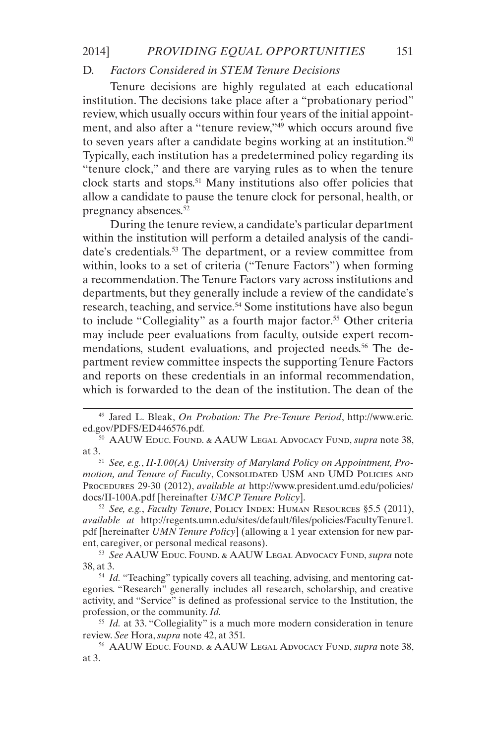### D. *Factors Considered in STEM Tenure Decisions*

Tenure decisions are highly regulated at each educational institution. The decisions take place after a "probationary period" review, which usually occurs within four years of the initial appointment, and also after a "tenure review,"[49] which occurs around five to seven years after a candidate begins working at an institution.[50] Typically, each institution has a predetermined policy regarding its "tenure clock," and there are varying rules as to when the tenure clock starts and stops.[51] Many institutions also offer policies that allow a candidate to pause the tenure clock for personal, health, or pregnancy absences.[52]

During the tenure review, a candidate's particular department within the institution will perform a detailed analysis of the candidate's credentials.[53] The department, or a review committee from within, looks to a set of criteria ("Tenure Factors") when forming a recommendation. The Tenure Factors vary across institutions and departments, but they generally include a review of the candidate's research, teaching, and service.[54] Some institutions have also begun to include "Collegiality" as a fourth major factor.[55] Other criteria may include peer evaluations from faculty, outside expert recommendations, student evaluations, and projected needs.[56] The department review committee inspects the supporting Tenure Factors and reports on these credentials in an informal recommendation, which is forwarded to the dean of the institution. The dean of the

---

[49] Jared L. Bleak, *On Probation: The Pre-Tenure Period*, http://www.eric.ed.gov/PDFS/ED446576.pdf.

[50] AAUW Educ. Found. & AAUW Legal Advocacy Fund, *supra* note 38, at 3.

[51] *See, e.g.*, *II-1.00(A) University of Maryland Policy on Appointment, Promotion, and Tenure of Faculty*, Consolidated USM and UMD Policies and Procedures 29-30 (2012), *available at* http://www.president.umd.edu/policies/docs/II-100A.pdf [hereinafter *UMCP Tenure Policy*].

[52] *See, e.g.*, *Faculty Tenure*, Policy Index: Human Resources §5.5 (2011), *available at* http://regents.umn.edu/sites/default/files/policies/FacultyTenure1.pdf [hereinafter *UMN Tenure Policy*] (allowing a 1 year extension for new parent, caregiver, or personal medical reasons).

[53] *See* AAUW Educ. Found. & AAUW Legal Advocacy Fund, *supra* note 38, at 3.

[54] *Id.* "Teaching" typically covers all teaching, advising, and mentoring categories. "Research" generally includes all research, scholarship, and creative activity, and "Service" is defined as professional service to the Institution, the profession, or the community. *Id.*

[55] *Id.* at 33. "Collegiality" is a much more modern consideration in tenure review. *See* Hora, *supra* note 42, at 351.

[56] AAUW Educ. Found. & AAUW Legal Advocacy Fund, *supra* note 38, at 3.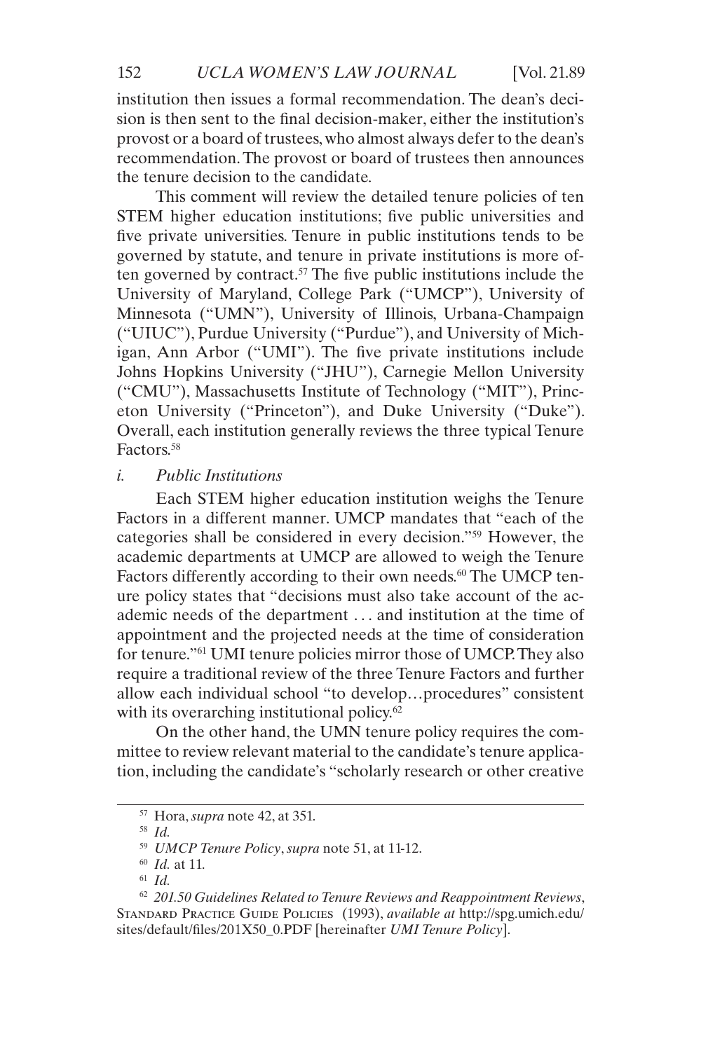institution then issues a formal recommendation. The dean's decision is then sent to the final decision-maker, either the institution's provost or a board of trustees, who almost always defer to the dean's recommendation. The provost or board of trustees then announces the tenure decision to the candidate.

This comment will review the detailed tenure policies of ten STEM higher education institutions; five public universities and five private universities. Tenure in public institutions tends to be governed by statute, and tenure in private institutions is more often governed by contract.[57] The five public institutions include the University of Maryland, College Park ("UMCP"), University of Minnesota ("UMN"), University of Illinois, Urbana-Champaign ("UIUC"), Purdue University ("Purdue"), and University of Michigan, Ann Arbor ("UMI"). The five private institutions include Johns Hopkins University ("JHU"), Carnegie Mellon University ("CMU"), Massachusetts Institute of Technology ("MIT"), Princeton University ("Princeton"), and Duke University ("Duke"). Overall, each institution generally reviews the three typical Tenure Factors.[58]

*i. Public Institutions*

Each STEM higher education institution weighs the Tenure Factors in a different manner. UMCP mandates that "each of the categories shall be considered in every decision."[59] However, the academic departments at UMCP are allowed to weigh the Tenure Factors differently according to their own needs.[60] The UMCP tenure policy states that "decisions must also take account of the academic needs of the department . . . and institution at the time of appointment and the projected needs at the time of consideration for tenure."[61] UMI tenure policies mirror those of UMCP. They also require a traditional review of the three Tenure Factors and further allow each individual school "to develop…procedures" consistent with its overarching institutional policy.[62]

On the other hand, the UMN tenure policy requires the committee to review relevant material to the candidate's tenure application, including the candidate's "scholarly research or other creative

---

[57] Hora, *supra* note 42, at 351.

[58] *Id.*

[59] *UMCP Tenure Policy*, *supra* note 51, at 11-12.

[60] *Id.* at 11.

[61] *Id.*

[62] *201.50 Guidelines Related to Tenure Reviews and Reappointment Reviews*, Standard Practice Guide Policies (1993), *available at* http://spg.umich.edu/sites/default/files/201X50_0.PDF [hereinafter *UMI Tenure Policy*].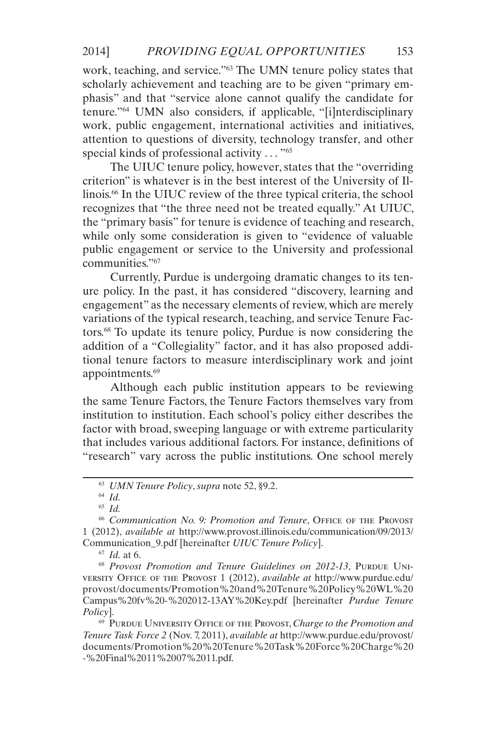work, teaching, and service."[63] The UMN tenure policy states that scholarly achievement and teaching are to be given "primary emphasis" and that "service alone cannot qualify the candidate for tenure."[64] UMN also considers, if applicable, "[i]nterdisciplinary work, public engagement, international activities and initiatives, attention to questions of diversity, technology transfer, and other special kinds of professional activity . . . "[65]

The UIUC tenure policy, however, states that the "overriding criterion" is whatever is in the best interest of the University of Illinois.[66] In the UIUC review of the three typical criteria, the school recognizes that "the three need not be treated equally." At UIUC, the "primary basis" for tenure is evidence of teaching and research, while only some consideration is given to "evidence of valuable public engagement or service to the University and professional communities."[67]

Currently, Purdue is undergoing dramatic changes to its tenure policy. In the past, it has considered "discovery, learning and engagement" as the necessary elements of review, which are merely variations of the typical research, teaching, and service Tenure Factors.[68] To update its tenure policy, Purdue is now considering the addition of a "Collegiality" factor, and it has also proposed additional tenure factors to measure interdisciplinary work and joint appointments.[69]

Although each public institution appears to be reviewing the same Tenure Factors, the Tenure Factors themselves vary from institution to institution. Each school's policy either describes the factor with broad, sweeping language or with extreme particularity that includes various additional factors. For instance, definitions of "research" vary across the public institutions. One school merely

---

[63] *UMN Tenure Policy*, *supra* note 52, §9.2.

[64] *Id.*

[65] *Id.*

[66] *Communication No. 9: Promotion and Tenure*, Office of the Provost 1 (2012), *available at* http://www.provost.illinois.edu/communication/09/2013/Communication_9.pdf [hereinafter *UIUC Tenure Policy*].

[67] *Id.* at 6.

[68] *Provost Promotion and Tenure Guidelines on 2012-13*, Purdue University Office of the Provost 1 (2012), *available at* http://www.purdue.edu/provost/documents/Promotion%20and%20Tenure%20Policy%20WL%20Campus%20fv%20-%202012-13AY%20Key.pdf [hereinafter *Purdue Tenure Policy*].

[69] Purdue University Office of the Provost, *Charge to the Promotion and Tenure Task Force 2* (Nov. 7, 2011), *available at* http://www.purdue.edu/provost/documents/Promotion%20%20Tenure%20Task%20Force%20Charge%20-%20Final%2011%2007%2011.pdf.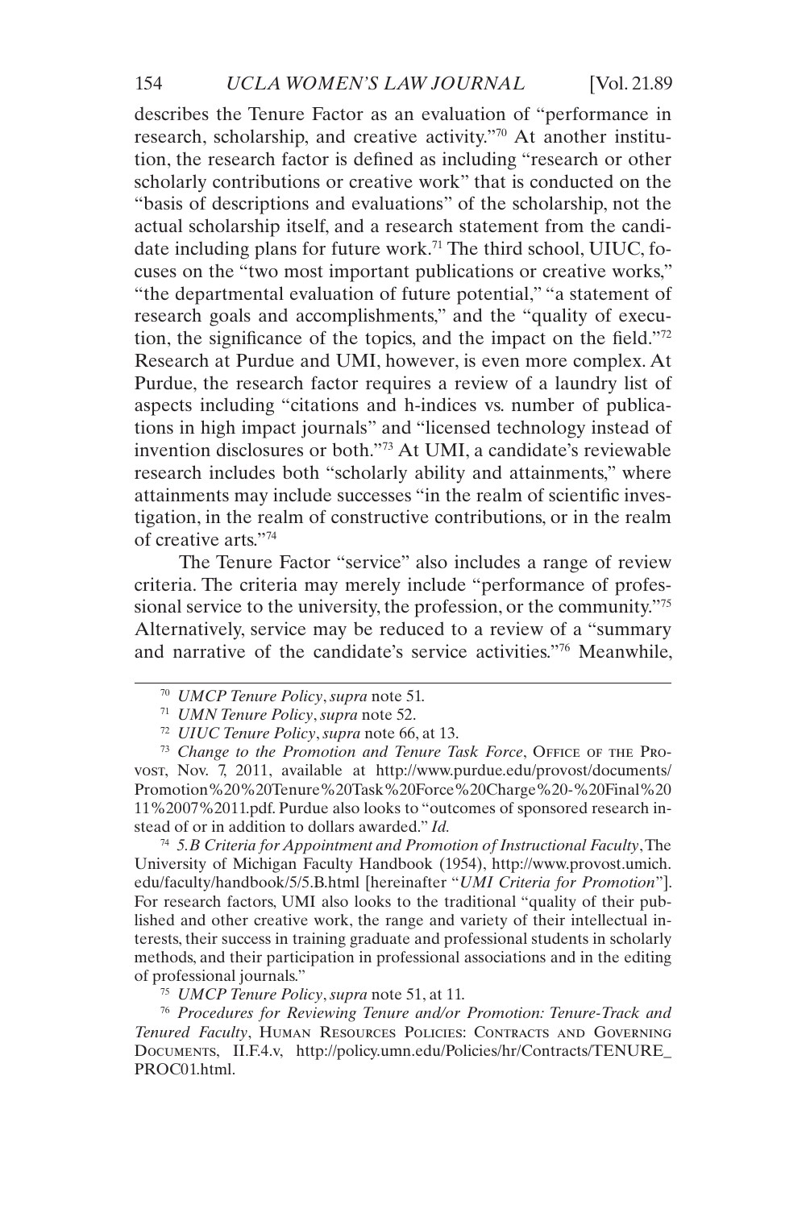describes the Tenure Factor as an evaluation of "performance in research, scholarship, and creative activity."[70] At another institution, the research factor is defined as including "research or other scholarly contributions or creative work" that is conducted on the "basis of descriptions and evaluations" of the scholarship, not the actual scholarship itself, and a research statement from the candidate including plans for future work.[71] The third school, UIUC, focuses on the "two most important publications or creative works," "the departmental evaluation of future potential," "a statement of research goals and accomplishments," and the "quality of execution, the significance of the topics, and the impact on the field."[72] Research at Purdue and UMI, however, is even more complex. At Purdue, the research factor requires a review of a laundry list of aspects including "citations and h-indices vs. number of publications in high impact journals" and "licensed technology instead of invention disclosures or both."[73] At UMI, a candidate's reviewable research includes both "scholarly ability and attainments," where attainments may include successes "in the realm of scientific investigation, in the realm of constructive contributions, or in the realm of creative arts."[74]

The Tenure Factor "service" also includes a range of review criteria. The criteria may merely include "performance of professional service to the university, the profession, or the community."[75] Alternatively, service may be reduced to a review of a "summary and narrative of the candidate's service activities."[76] Meanwhile,

---

[70] *UMCP Tenure Policy*, *supra* note 51.

[71] *UMN Tenure Policy*, *supra* note 52.

[72] *UIUC Tenure Policy*, *supra* note 66, at 13.

[73] *Change to the Promotion and Tenure Task Force*, Office of the Provost, Nov. 7, 2011, available at http://www.purdue.edu/provost/documents/Promotion%20%20Tenure%20Task%20Force%20Charge%20-%20Final%2011%2007%2011.pdf. Purdue also looks to "outcomes of sponsored research instead of or in addition to dollars awarded." *Id.*

[74] *5.B Criteria for Appointment and Promotion of Instructional Faculty*, The University of Michigan Faculty Handbook (1954), http://www.provost.umich.edu/faculty/handbook/5/5.B.html [hereinafter "*UMI Criteria for Promotion*"]. For research factors, UMI also looks to the traditional "quality of their published and other creative work, the range and variety of their intellectual interests, their success in training graduate and professional students in scholarly methods, and their participation in professional associations and in the editing of professional journals."

[75] *UMCP Tenure Policy*, *supra* note 51, at 11.

[76] *Procedures for Reviewing Tenure and/or Promotion: Tenure-Track and Tenured Faculty*, Human Resources Policies: Contracts and Governing Documents, II.F.4.v, http://policy.umn.edu/Policies/hr/Contracts/TENURE_PROC01.html.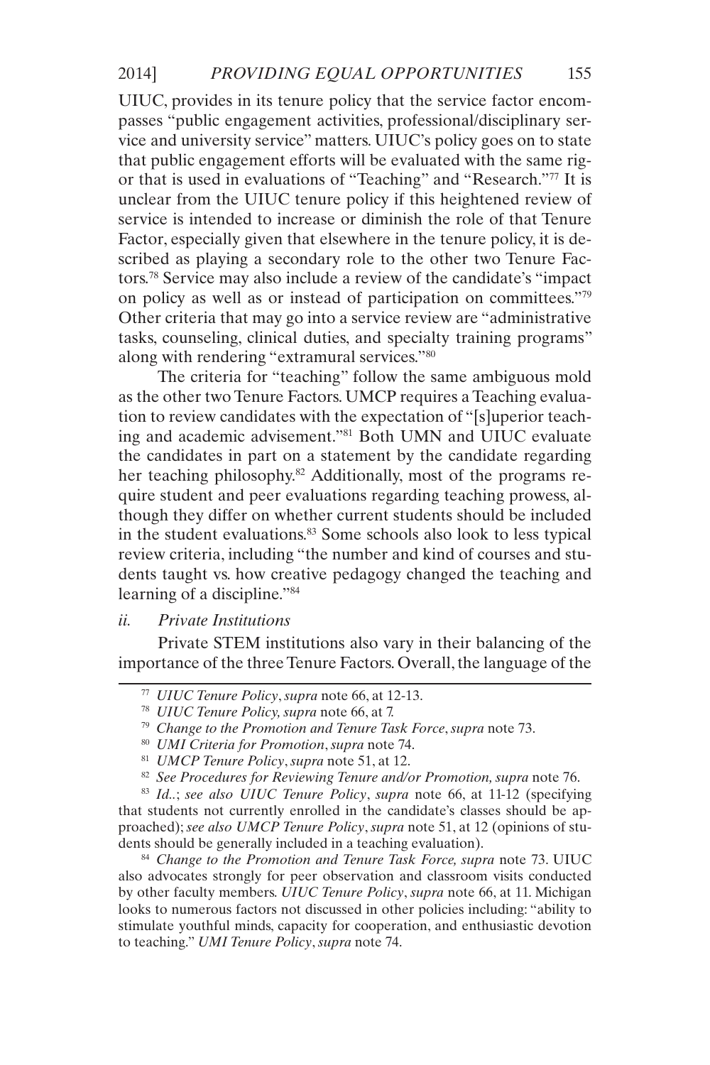UIUC, provides in its tenure policy that the service factor encompasses "public engagement activities, professional/disciplinary service and university service" matters. UIUC's policy goes on to state that public engagement efforts will be evaluated with the same rigor that is used in evaluations of "Teaching" and "Research."[77] It is unclear from the UIUC tenure policy if this heightened review of service is intended to increase or diminish the role of that Tenure Factor, especially given that elsewhere in the tenure policy, it is described as playing a secondary role to the other two Tenure Factors.[78] Service may also include a review of the candidate's "impact on policy as well as or instead of participation on committees."[79] Other criteria that may go into a service review are "administrative tasks, counseling, clinical duties, and specialty training programs" along with rendering "extramural services."[80]

The criteria for "teaching" follow the same ambiguous mold as the other two Tenure Factors. UMCP requires a Teaching evaluation to review candidates with the expectation of "[s]uperior teaching and academic advisement."[81] Both UMN and UIUC evaluate the candidates in part on a statement by the candidate regarding her teaching philosophy.[82] Additionally, most of the programs require student and peer evaluations regarding teaching prowess, although they differ on whether current students should be included in the student evaluations.[83] Some schools also look to less typical review criteria, including "the number and kind of courses and students taught vs. how creative pedagogy changed the teaching and learning of a discipline."[84]

*ii. Private Institutions*

Private STEM institutions also vary in their balancing of the importance of the three Tenure Factors. Overall, the language of the

---

[77] *UIUC Tenure Policy*, *supra* note 66, at 12-13.

[78] *UIUC Tenure Policy, supra* note 66, at 7.

[79] *Change to the Promotion and Tenure Task Force*, *supra* note 73.

[80] *UMI Criteria for Promotion*, *supra* note 74.

[81] *UMCP Tenure Policy*, *supra* note 51, at 12.

[82] *See Procedures for Reviewing Tenure and/or Promotion, supra* note 76.

[83] *Id.*.; *see also UIUC Tenure Policy*, *supra* note 66, at 11-12 (specifying that students not currently enrolled in the candidate's classes should be approached); *see also UMCP Tenure Policy*, *supra* note 51, at 12 (opinions of students should be generally included in a teaching evaluation).

[84] *Change to the Promotion and Tenure Task Force, supra* note 73. UIUC also advocates strongly for peer observation and classroom visits conducted by other faculty members. *UIUC Tenure Policy*, *supra* note 66, at 11. Michigan looks to numerous factors not discussed in other policies including: "ability to stimulate youthful minds, capacity for cooperation, and enthusiastic devotion to teaching." *UMI Tenure Policy*, *supra* note 74.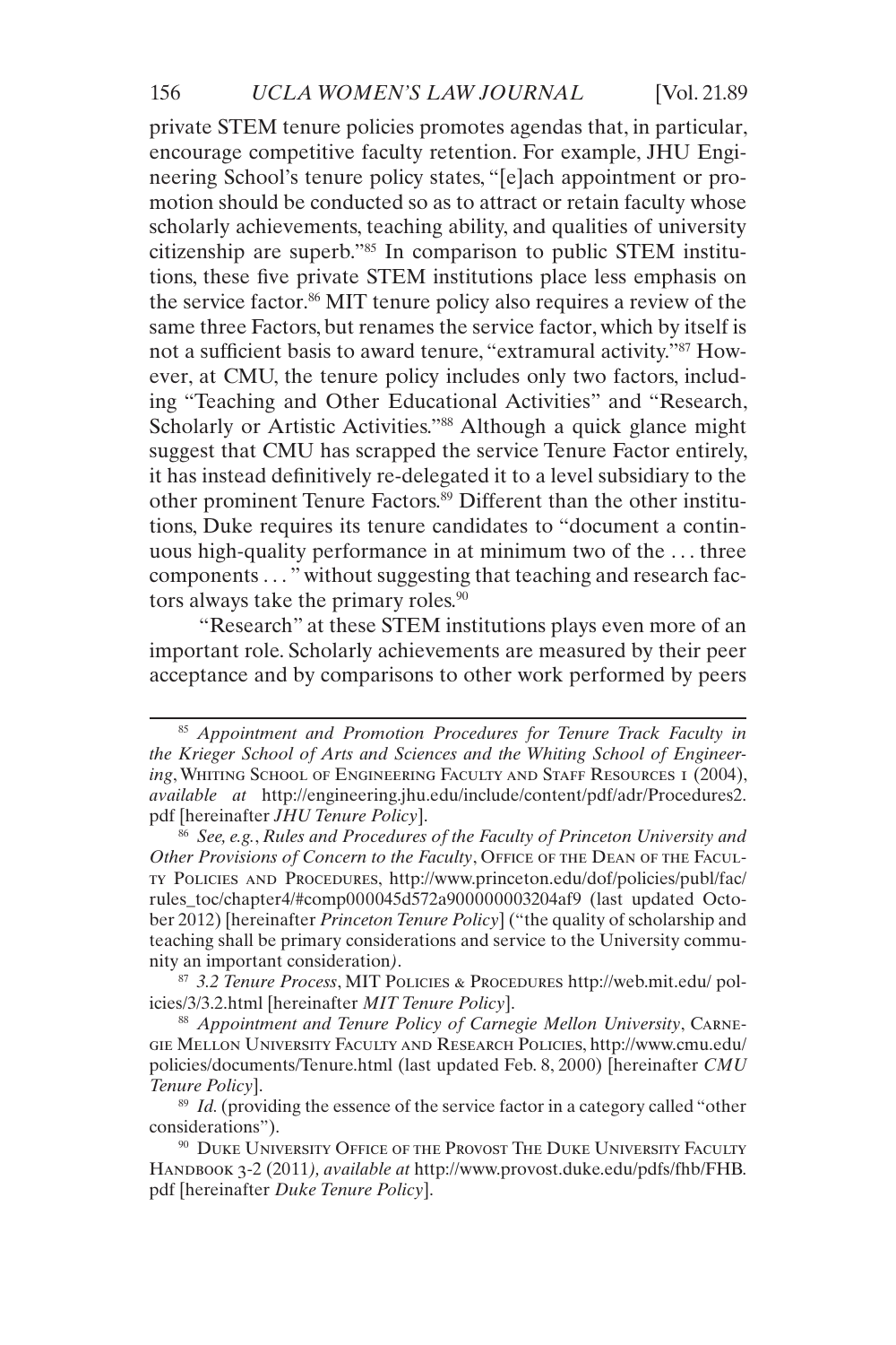private STEM tenure policies promotes agendas that, in particular, encourage competitive faculty retention. For example, JHU Engineering School's tenure policy states, "[e]ach appointment or promotion should be conducted so as to attract or retain faculty whose scholarly achievements, teaching ability, and qualities of university citizenship are superb."[85] In comparison to public STEM institutions, these five private STEM institutions place less emphasis on the service factor.[86] MIT tenure policy also requires a review of the same three Factors, but renames the service factor, which by itself is not a sufficient basis to award tenure, "extramural activity."[87] However, at CMU, the tenure policy includes only two factors, including "Teaching and Other Educational Activities" and "Research, Scholarly or Artistic Activities."[88] Although a quick glance might suggest that CMU has scrapped the service Tenure Factor entirely, it has instead definitively re-delegated it to a level subsidiary to the other prominent Tenure Factors.[89] Different than the other institutions, Duke requires its tenure candidates to "document a continuous high-quality performance in at minimum two of the . . . three components . . . " without suggesting that teaching and research factors always take the primary roles.[90]

"Research" at these STEM institutions plays even more of an important role. Scholarly achievements are measured by their peer acceptance and by comparisons to other work performed by peers

---

[85] *Appointment and Promotion Procedures for Tenure Track Faculty in the Krieger School of Arts and Sciences and the Whiting School of Engineering*, Whiting School of Engineering Faculty and Staff Resources 1 (2004), *available at* http://engineering.jhu.edu/include/content/pdf/adr/Procedures2.pdf [hereinafter *JHU Tenure Policy*].

[86] *See, e.g.*, *Rules and Procedures of the Faculty of Princeton University and Other Provisions of Concern to the Faculty*, Office of the Dean of the Faculty Policies and Procedures, http://www.princeton.edu/dof/policies/publ/fac/rules_toc/chapter4/#comp000045d572a900000003204af9 (last updated October 2012) [hereinafter *Princeton Tenure Policy*] ("the quality of scholarship and teaching shall be primary considerations and service to the University community an important consideration*)*.

[87] *3.2 Tenure Process*, MIT Policies & Procedures http://web.mit.edu/ policies/3/3.2.html [hereinafter *MIT Tenure Policy*].

[88] *Appointment and Tenure Policy of Carnegie Mellon University*, Carnegie Mellon University Faculty and Research Policies, http://www.cmu.edu/policies/documents/Tenure.html (last updated Feb. 8, 2000) [hereinafter *CMU Tenure Policy*].

[89] *Id.* (providing the essence of the service factor in a category called "other considerations").

[90] Duke University Office of the Provost The Duke University Faculty Handbook 3-2 (2011*), available at* http://www.provost.duke.edu/pdfs/fhb/FHB.pdf [hereinafter *Duke Tenure Policy*].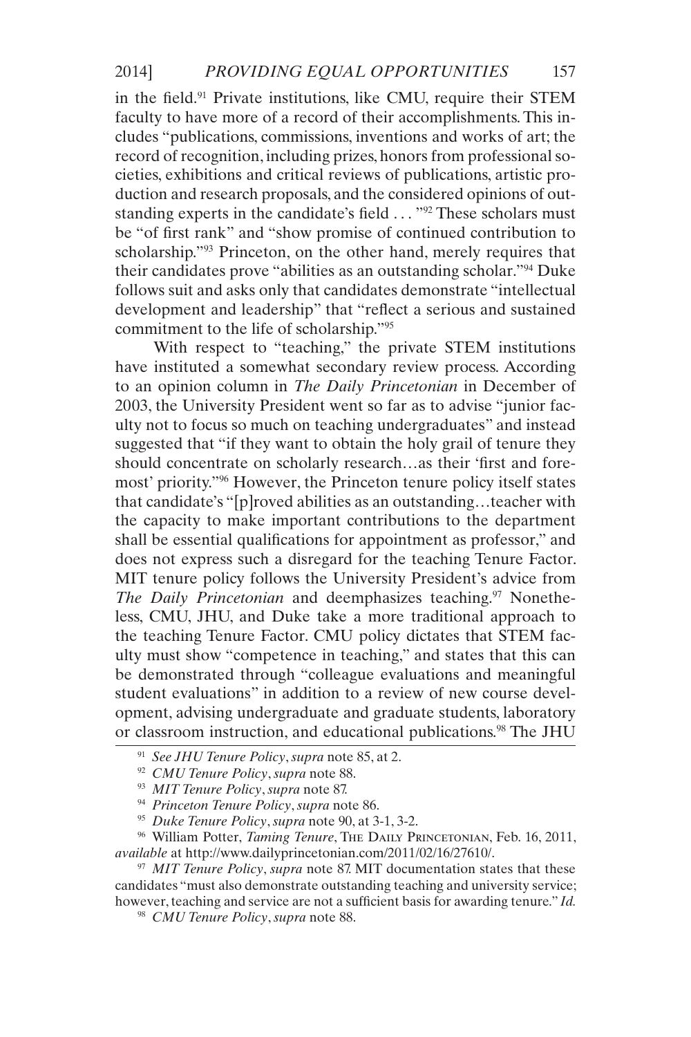in the field.[91] Private institutions, like CMU, require their STEM faculty to have more of a record of their accomplishments. This includes "publications, commissions, inventions and works of art; the record of recognition, including prizes, honors from professional societies, exhibitions and critical reviews of publications, artistic production and research proposals, and the considered opinions of outstanding experts in the candidate's field . . . "[92] These scholars must be "of first rank" and "show promise of continued contribution to scholarship."[93] Princeton, on the other hand, merely requires that their candidates prove "abilities as an outstanding scholar."[94] Duke follows suit and asks only that candidates demonstrate "intellectual development and leadership" that "reflect a serious and sustained commitment to the life of scholarship."[95]

With respect to "teaching," the private STEM institutions have instituted a somewhat secondary review process. According to an opinion column in *The Daily Princetonian* in December of 2003, the University President went so far as to advise "junior faculty not to focus so much on teaching undergraduates" and instead suggested that "if they want to obtain the holy grail of tenure they should concentrate on scholarly research…as their 'first and foremost' priority."[96] However, the Princeton tenure policy itself states that candidate's "[p]roved abilities as an outstanding…teacher with the capacity to make important contributions to the department shall be essential qualifications for appointment as professor," and does not express such a disregard for the teaching Tenure Factor. MIT tenure policy follows the University President's advice from *The Daily Princetonian* and deemphasizes teaching.[97] Nonetheless, CMU, JHU, and Duke take a more traditional approach to the teaching Tenure Factor. CMU policy dictates that STEM faculty must show "competence in teaching," and states that this can be demonstrated through "colleague evaluations and meaningful student evaluations" in addition to a review of new course development, advising undergraduate and graduate students, laboratory or classroom instruction, and educational publications.[98] The JHU

---

[91] *See JHU Tenure Policy*, *supra* note 85, at 2.

[92] *CMU Tenure Policy*, *supra* note 88.

[93] *MIT Tenure Policy*, *supra* note 87.

[94] *Princeton Tenure Policy*, *supra* note 86.

[95] *Duke Tenure Policy*, *supra* note 90, at 3-1, 3-2.

[96] William Potter, *Taming Tenure*, The Daily Princetonian, Feb. 16, 2011, *available* at http://www.dailyprincetonian.com/2011/02/16/27610/.

[97] *MIT Tenure Policy*, *supra* note 87. MIT documentation states that these candidates "must also demonstrate outstanding teaching and university service; however, teaching and service are not a sufficient basis for awarding tenure." *Id.*

[98] *CMU Tenure Policy*, *supra* note 88.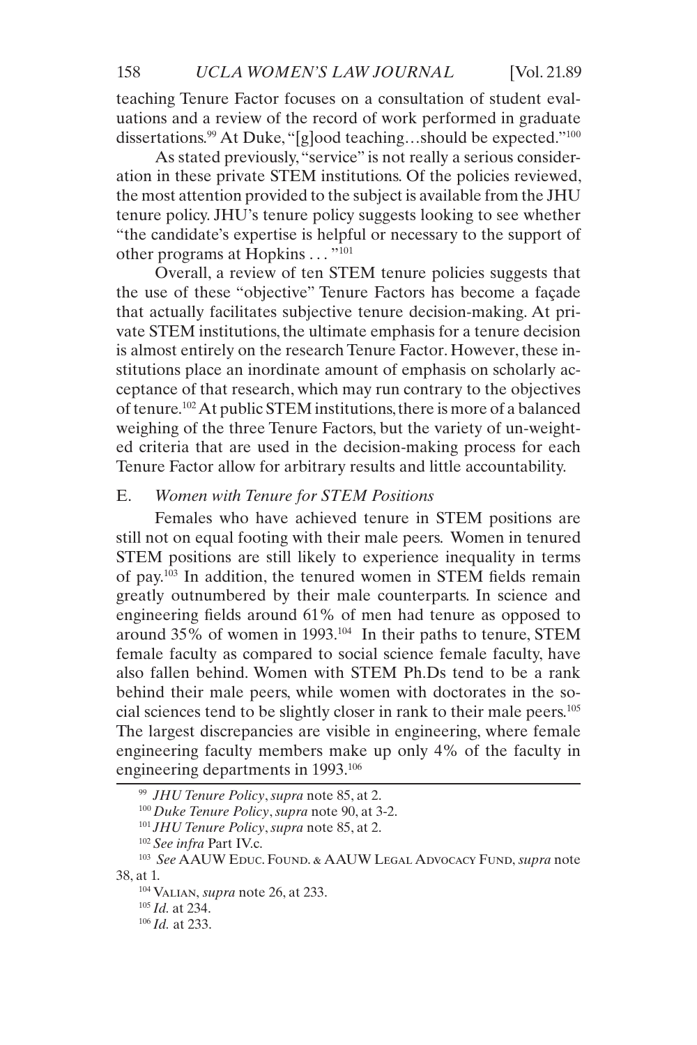teaching Tenure Factor focuses on a consultation of student evaluations and a review of the record of work performed in graduate dissertations.[99] At Duke, "[g]ood teaching…should be expected."[100]

As stated previously, "service" is not really a serious consideration in these private STEM institutions. Of the policies reviewed, the most attention provided to the subject is available from the JHU tenure policy. JHU's tenure policy suggests looking to see whether "the candidate's expertise is helpful or necessary to the support of other programs at Hopkins . . . "[101]

Overall, a review of ten STEM tenure policies suggests that the use of these "objective" Tenure Factors has become a façade that actually facilitates subjective tenure decision-making. At private STEM institutions, the ultimate emphasis for a tenure decision is almost entirely on the research Tenure Factor. However, these institutions place an inordinate amount of emphasis on scholarly acceptance of that research, which may run contrary to the objectives of tenure.[102] At public STEM institutions, there is more of a balanced weighing of the three Tenure Factors, but the variety of un-weighted criteria that are used in the decision-making process for each Tenure Factor allow for arbitrary results and little accountability.

### E. *Women with Tenure for STEM Positions*

Females who have achieved tenure in STEM positions are still not on equal footing with their male peers. Women in tenured STEM positions are still likely to experience inequality in terms of pay.[103] In addition, the tenured women in STEM fields remain greatly outnumbered by their male counterparts. In science and engineering fields around 61% of men had tenure as opposed to around 35% of women in 1993.[104] In their paths to tenure, STEM female faculty as compared to social science female faculty, have also fallen behind. Women with STEM Ph.Ds tend to be a rank behind their male peers, while women with doctorates in the social sciences tend to be slightly closer in rank to their male peers.[105] The largest discrepancies are visible in engineering, where female engineering faculty members make up only 4% of the faculty in engineering departments in 1993.[106]

---

[99] *JHU Tenure Policy*, *supra* note 85, at 2.

[100] *Duke Tenure Policy*, *supra* note 90, at 3-2.

[101] *JHU Tenure Policy*, *supra* note 85, at 2.

[102] *See infra* Part IV.c.

[103] *See* AAUW Educ. Found. & AAUW Legal Advocacy Fund, *supra* note 38, at 1.

[104] Valian, *supra* note 26, at 233.

[105] *Id.* at 234.

[106] *Id.* at 233.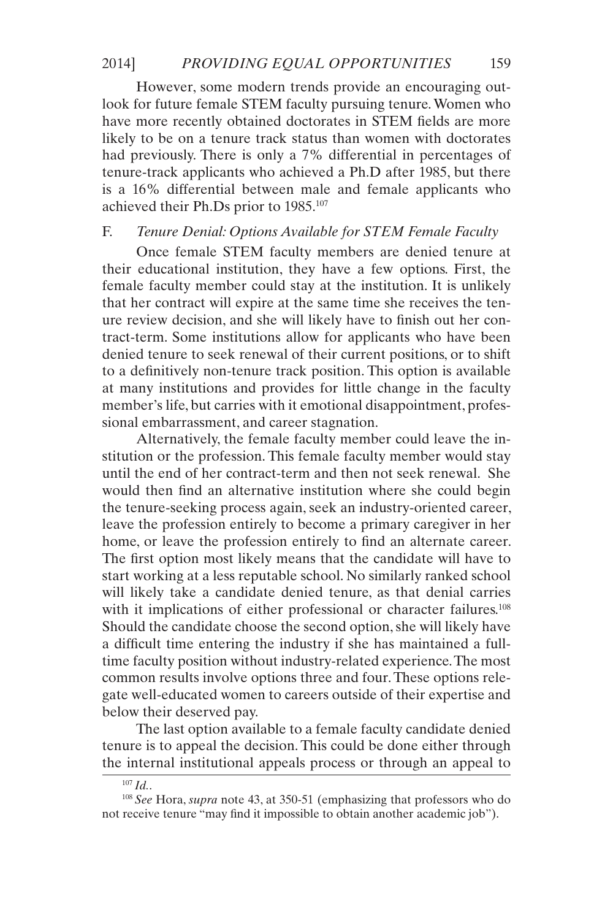However, some modern trends provide an encouraging outlook for future female STEM faculty pursuing tenure. Women who have more recently obtained doctorates in STEM fields are more likely to be on a tenure track status than women with doctorates had previously. There is only a 7% differential in percentages of tenure-track applicants who achieved a Ph.D after 1985, but there is a 16% differential between male and female applicants who achieved their Ph.Ds prior to 1985.[107]

### F. *Tenure Denial: Options Available for STEM Female Faculty*

Once female STEM faculty members are denied tenure at their educational institution, they have a few options. First, the female faculty member could stay at the institution. It is unlikely that her contract will expire at the same time she receives the tenure review decision, and she will likely have to finish out her contract-term. Some institutions allow for applicants who have been denied tenure to seek renewal of their current positions, or to shift to a definitively non-tenure track position. This option is available at many institutions and provides for little change in the faculty member's life, but carries with it emotional disappointment, professional embarrassment, and career stagnation.

Alternatively, the female faculty member could leave the institution or the profession. This female faculty member would stay until the end of her contract-term and then not seek renewal. She would then find an alternative institution where she could begin the tenure-seeking process again, seek an industry-oriented career, leave the profession entirely to become a primary caregiver in her home, or leave the profession entirely to find an alternate career. The first option most likely means that the candidate will have to start working at a less reputable school. No similarly ranked school will likely take a candidate denied tenure, as that denial carries with it implications of either professional or character failures.[108] Should the candidate choose the second option, she will likely have a difficult time entering the industry if she has maintained a full-time faculty position without industry-related experience. The most common results involve options three and four. These options relegate well-educated women to careers outside of their expertise and below their deserved pay.

The last option available to a female faculty candidate denied tenure is to appeal the decision. This could be done either through the internal institutional appeals process or through an appeal to

---

[107] *Id.*.

[108] *See* Hora, *supra* note 43, at 350-51 (emphasizing that professors who do not receive tenure "may find it impossible to obtain another academic job").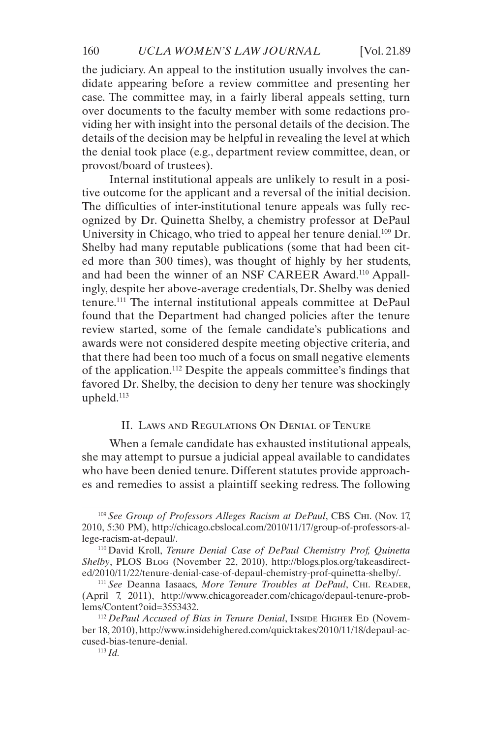the judiciary. An appeal to the institution usually involves the candidate appearing before a review committee and presenting her case. The committee may, in a fairly liberal appeals setting, turn over documents to the faculty member with some redactions providing her with insight into the personal details of the decision. The details of the decision may be helpful in revealing the level at which the denial took place (e.g., department review committee, dean, or provost/board of trustees).

Internal institutional appeals are unlikely to result in a positive outcome for the applicant and a reversal of the initial decision. The difficulties of inter-institutional tenure appeals was fully recognized by Dr. Quinetta Shelby, a chemistry professor at DePaul University in Chicago, who tried to appeal her tenure denial.[109] Dr. Shelby had many reputable publications (some that had been cited more than 300 times), was thought of highly by her students, and had been the winner of an NSF CAREER Award.[110] Appallingly, despite her above-average credentials, Dr. Shelby was denied tenure.[111] The internal institutional appeals committee at DePaul found that the Department had changed policies after the tenure review started, some of the female candidate's publications and awards were not considered despite meeting objective criteria, and that there had been too much of a focus on small negative elements of the application.[112] Despite the appeals committee's findings that favored Dr. Shelby, the decision to deny her tenure was shockingly upheld.[113]

## II. Laws and Regulations On Denial of Tenure

When a female candidate has exhausted institutional appeals, she may attempt to pursue a judicial appeal available to candidates who have been denied tenure. Different statutes provide approaches and remedies to assist a plaintiff seeking redress. The following

---

[109] *See Group of Professors Alleges Racism at DePaul*, CBS Chi. (Nov. 17, 2010, 5:30 PM), http://chicago.cbslocal.com/2010/11/17/group-of-professors-allege-racism-at-depaul/.

[110] David Kroll, *Tenure Denial Case of DePaul Chemistry Prof, Quinetta Shelby*, PLOS Blog (November 22, 2010), http://blogs.plos.org/takeasdirected/2010/11/22/tenure-denial-case-of-depaul-chemistry-prof-quinetta-shelby/.

[111] *See* Deanna Iasaacs, *More Tenure Troubles at DePaul*, Chi. Reader, (April 7, 2011), http://www.chicagoreader.com/chicago/depaul-tenure-problems/Content?oid=3553432.

[112] *DePaul Accused of Bias in Tenure Denial*, Inside Higher Ed (November 18, 2010), http://www.insidehighered.com/quicktakes/2010/11/18/depaul-accused-bias-tenure-denial.

[113] *Id.*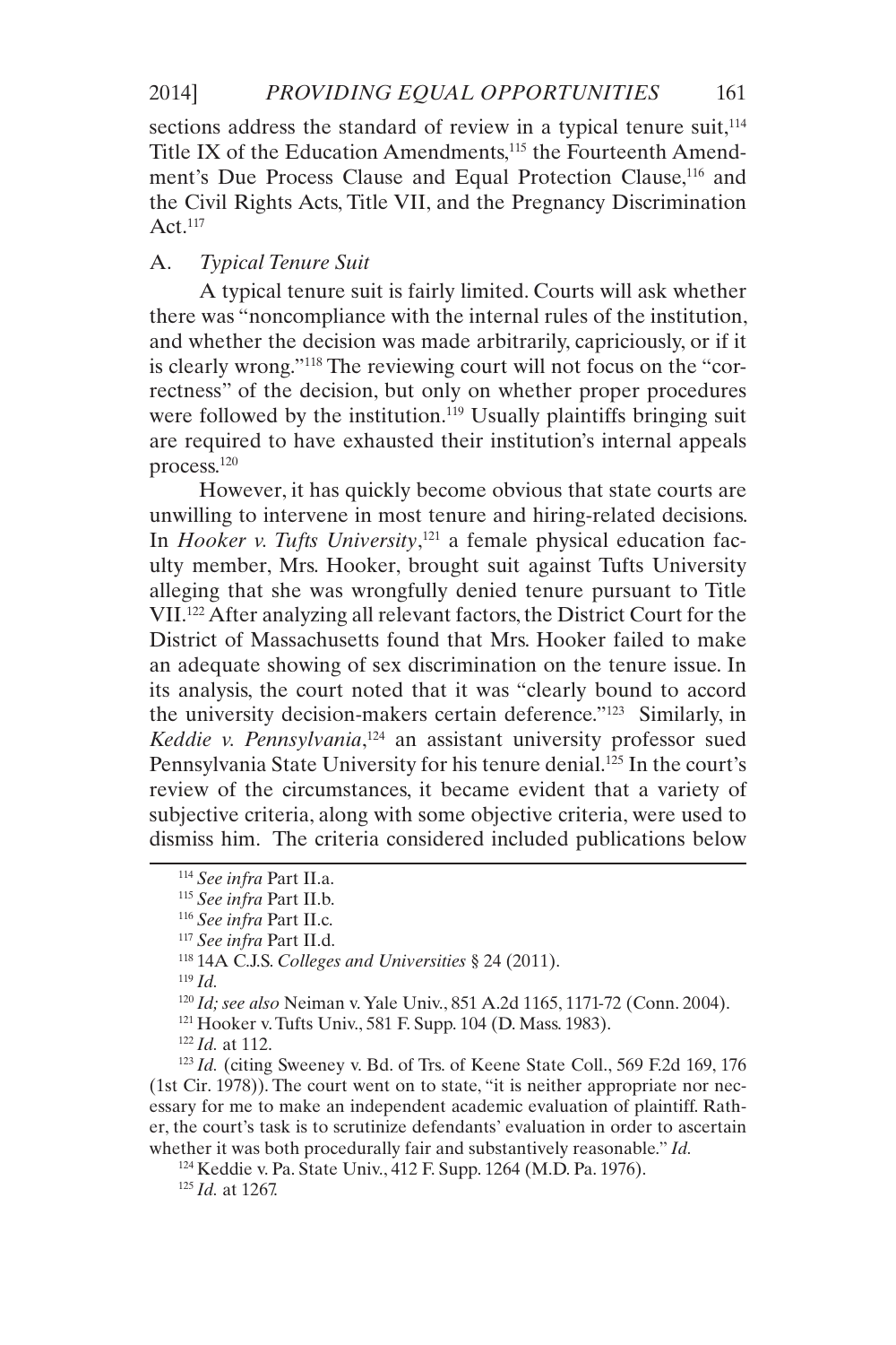sections address the standard of review in a typical tenure suit,[114] Title IX of the Education Amendments,[115] the Fourteenth Amendment's Due Process Clause and Equal Protection Clause,[116] and the Civil Rights Acts, Title VII, and the Pregnancy Discrimination Act.[117]

### A. *Typical Tenure Suit*

A typical tenure suit is fairly limited. Courts will ask whether there was "noncompliance with the internal rules of the institution, and whether the decision was made arbitrarily, capriciously, or if it is clearly wrong."[118] The reviewing court will not focus on the "correctness" of the decision, but only on whether proper procedures were followed by the institution.[119] Usually plaintiffs bringing suit are required to have exhausted their institution's internal appeals process.[120]

However, it has quickly become obvious that state courts are unwilling to intervene in most tenure and hiring-related decisions. In *Hooker v. Tufts University*,[121] a female physical education faculty member, Mrs. Hooker, brought suit against Tufts University alleging that she was wrongfully denied tenure pursuant to Title VII.[122] After analyzing all relevant factors, the District Court for the District of Massachusetts found that Mrs. Hooker failed to make an adequate showing of sex discrimination on the tenure issue. In its analysis, the court noted that it was "clearly bound to accord the university decision-makers certain deference."[123] Similarly, in *Keddie v. Pennsylvania*,[124] an assistant university professor sued Pennsylvania State University for his tenure denial.[125] In the court's review of the circumstances, it became evident that a variety of subjective criteria, along with some objective criteria, were used to dismiss him. The criteria considered included publications below

---

[114] *See infra* Part II.a.

[115] *See infra* Part II.b.

[116] *See infra* Part II.c.

[117] *See infra* Part II.d.

[118] 14A C.J.S. *Colleges and Universities* § 24 (2011).

[119] *Id.*

[120] *Id; see also* Neiman v. Yale Univ., 851 A.2d 1165, 1171-72 (Conn. 2004).

[121] Hooker v. Tufts Univ., 581 F. Supp. 104 (D. Mass. 1983).

[122] *Id.* at 112.

[123] *Id.* (citing Sweeney v. Bd. of Trs. of Keene State Coll., 569 F.2d 169, 176 (1st Cir. 1978)). The court went on to state, "it is neither appropriate nor necessary for me to make an independent academic evaluation of plaintiff. Rather, the court's task is to scrutinize defendants' evaluation in order to ascertain whether it was both procedurally fair and substantively reasonable." *Id.*

[124] Keddie v. Pa. State Univ., 412 F. Supp. 1264 (M.D. Pa. 1976).

[125] *Id.* at 1267.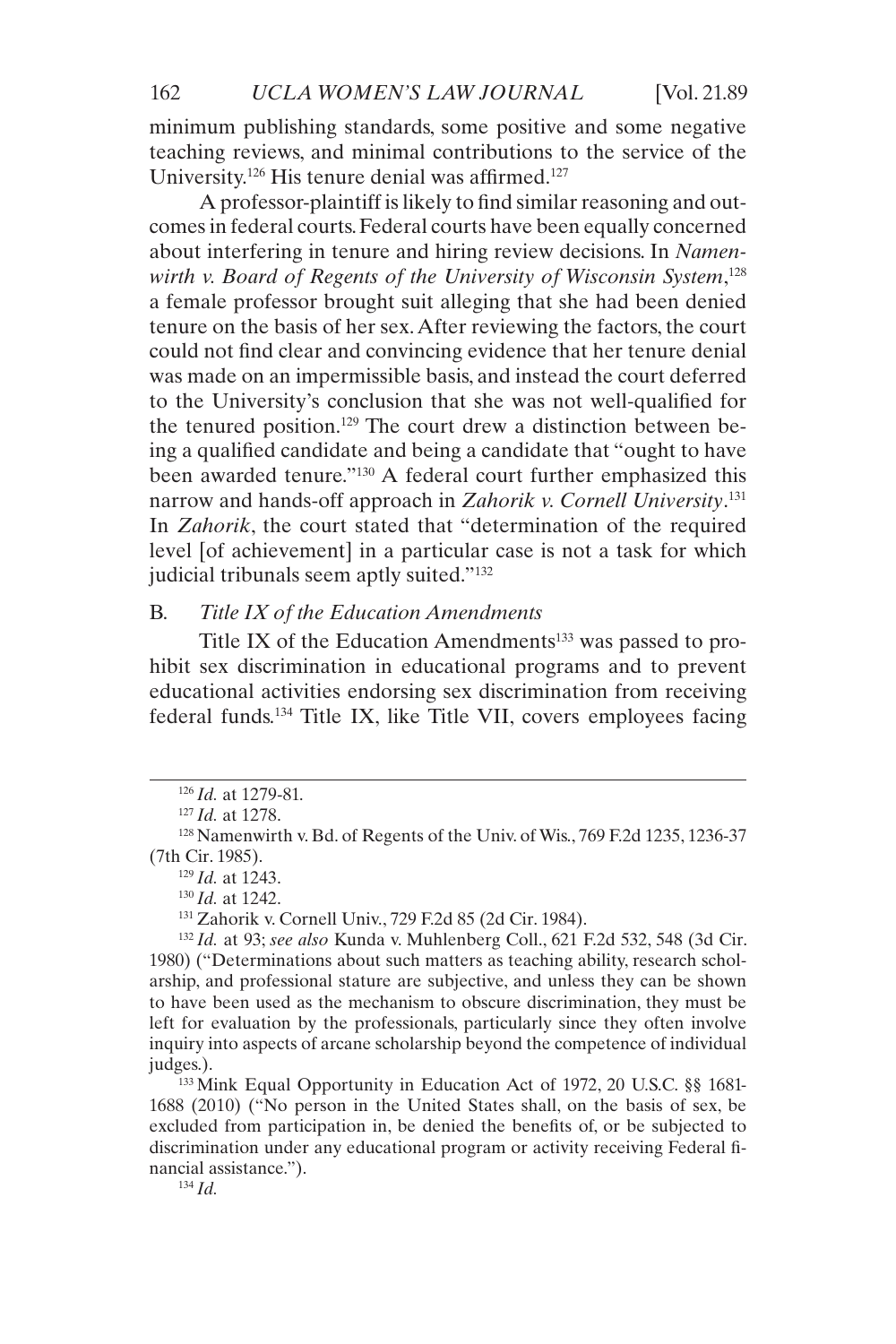minimum publishing standards, some positive and some negative teaching reviews, and minimal contributions to the service of the University.[126] His tenure denial was affirmed.[127]

A professor-plaintiff is likely to find similar reasoning and outcomes in federal courts. Federal courts have been equally concerned about interfering in tenure and hiring review decisions. In *Namenwirth v. Board of Regents of the University of Wisconsin System*,[128] a female professor brought suit alleging that she had been denied tenure on the basis of her sex. After reviewing the factors, the court could not find clear and convincing evidence that her tenure denial was made on an impermissible basis, and instead the court deferred to the University's conclusion that she was not well-qualified for the tenured position.[129] The court drew a distinction between being a qualified candidate and being a candidate that "ought to have been awarded tenure."[130] A federal court further emphasized this narrow and hands-off approach in *Zahorik v. Cornell University*.[131] In *Zahorik*, the court stated that "determination of the required level [of achievement] in a particular case is not a task for which judicial tribunals seem aptly suited."[132]

### B. *Title IX of the Education Amendments*

Title IX of the Education Amendments[133] was passed to prohibit sex discrimination in educational programs and to prevent educational activities endorsing sex discrimination from receiving federal funds.[134] Title IX, like Title VII, covers employees facing

---

[126] *Id.* at 1279-81.

[127] *Id.* at 1278.

[128] Namenwirth v. Bd. of Regents of the Univ. of Wis., 769 F.2d 1235, 1236-37 (7th Cir. 1985).

[129] *Id.* at 1243.

[130] *Id.* at 1242.

[131] Zahorik v. Cornell Univ., 729 F.2d 85 (2d Cir. 1984).

[132] *Id.* at 93; *see also* Kunda v. Muhlenberg Coll., 621 F.2d 532, 548 (3d Cir. 1980) ("Determinations about such matters as teaching ability, research scholarship, and professional stature are subjective, and unless they can be shown to have been used as the mechanism to obscure discrimination, they must be left for evaluation by the professionals, particularly since they often involve inquiry into aspects of arcane scholarship beyond the competence of individual judges.).

[133] Mink Equal Opportunity in Education Act of 1972, 20 U.S.C. §§ 1681-1688 (2010) ("No person in the United States shall, on the basis of sex, be excluded from participation in, be denied the benefits of, or be subjected to discrimination under any educational program or activity receiving Federal financial assistance.").

[134] *Id.*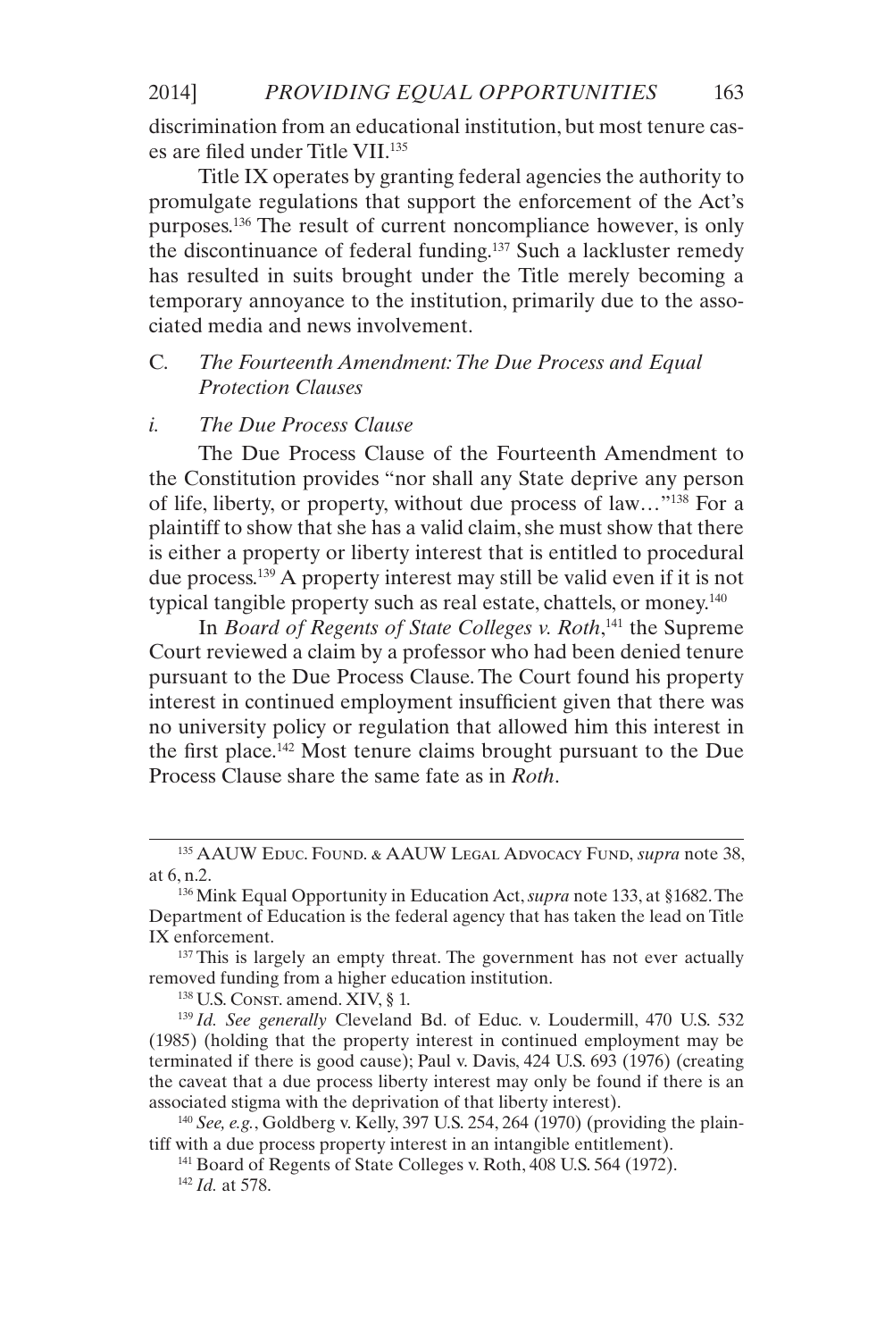discrimination from an educational institution, but most tenure cases are filed under Title VII.[135]

Title IX operates by granting federal agencies the authority to promulgate regulations that support the enforcement of the Act's purposes.[136] The result of current noncompliance however, is only the discontinuance of federal funding.[137] Such a lackluster remedy has resulted in suits brought under the Title merely becoming a temporary annoyance to the institution, primarily due to the associated media and news involvement.

### C. *The Fourteenth Amendment: The Due Process and Equal Protection Clauses*

#### *i. The Due Process Clause*

The Due Process Clause of the Fourteenth Amendment to the Constitution provides "nor shall any State deprive any person of life, liberty, or property, without due process of law…"[138] For a plaintiff to show that she has a valid claim, she must show that there is either a property or liberty interest that is entitled to procedural due process.[139] A property interest may still be valid even if it is not typical tangible property such as real estate, chattels, or money.[140]

In *Board of Regents of State Colleges v. Roth*,[141] the Supreme Court reviewed a claim by a professor who had been denied tenure pursuant to the Due Process Clause. The Court found his property interest in continued employment insufficient given that there was no university policy or regulation that allowed him this interest in the first place.[142] Most tenure claims brought pursuant to the Due Process Clause share the same fate as in *Roth*.

---

[135] AAUW Educ. Found. & AAUW Legal Advocacy Fund, *supra* note 38, at 6, n.2.

[136] Mink Equal Opportunity in Education Act, *supra* note 133, at §1682. The Department of Education is the federal agency that has taken the lead on Title IX enforcement.

[137] This is largely an empty threat. The government has not ever actually removed funding from a higher education institution.

[138] U.S. Const. amend. XIV, § 1.

[139] *Id. See generally* Cleveland Bd. of Educ. v. Loudermill, 470 U.S. 532 (1985) (holding that the property interest in continued employment may be terminated if there is good cause); Paul v. Davis, 424 U.S. 693 (1976) (creating the caveat that a due process liberty interest may only be found if there is an associated stigma with the deprivation of that liberty interest).

[140] *See, e.g.*, Goldberg v. Kelly, 397 U.S. 254, 264 (1970) (providing the plaintiff with a due process property interest in an intangible entitlement).

[141] Board of Regents of State Colleges v. Roth, 408 U.S. 564 (1972).

[142] *Id.* at 578.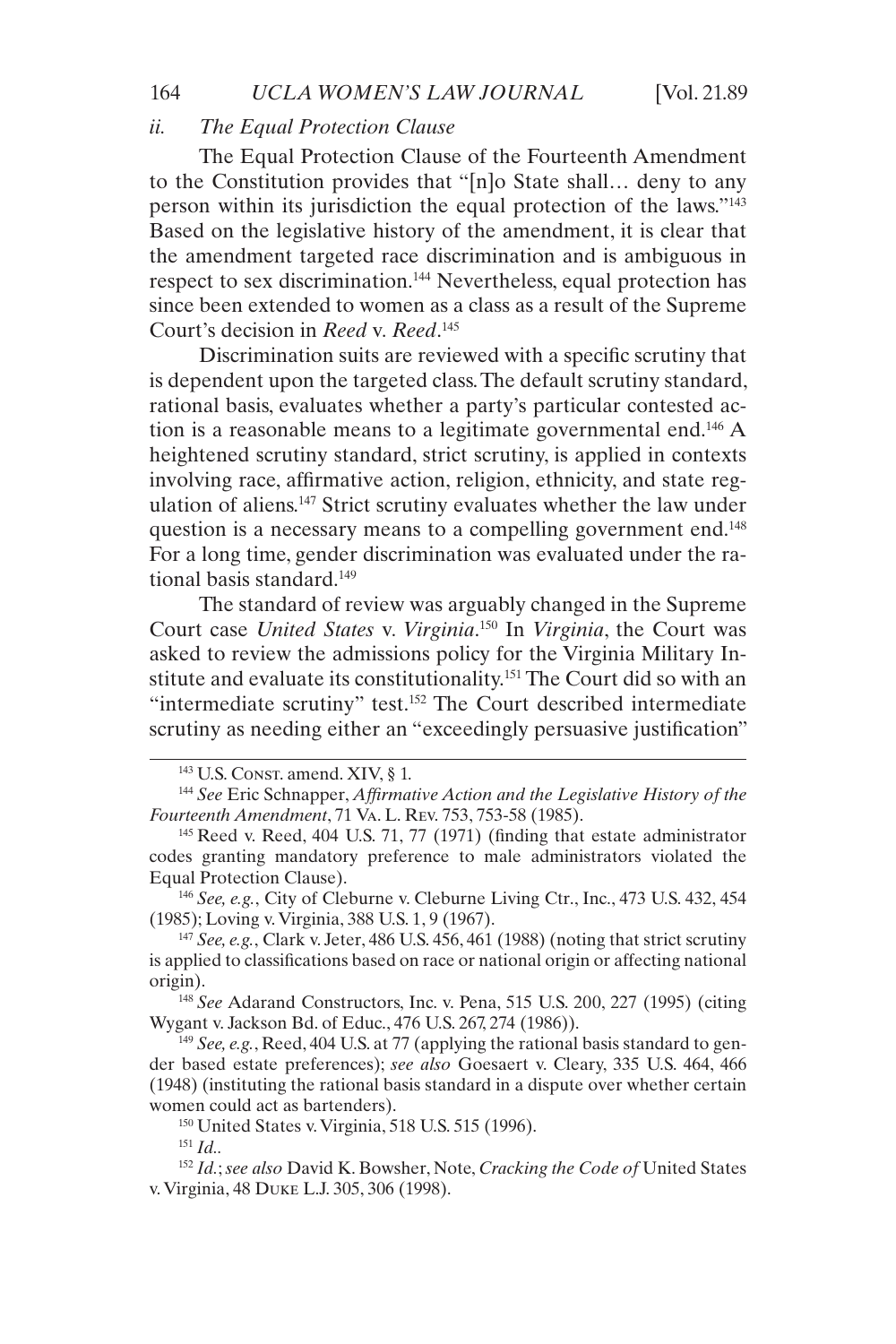### *ii. The Equal Protection Clause*

The Equal Protection Clause of the Fourteenth Amendment to the Constitution provides that "[n]o State shall… deny to any person within its jurisdiction the equal protection of the laws."[143] Based on the legislative history of the amendment, it is clear that the amendment targeted race discrimination and is ambiguous in respect to sex discrimination.[144] Nevertheless, equal protection has since been extended to women as a class as a result of the Supreme Court's decision in *Reed* v. *Reed*.[145]

Discrimination suits are reviewed with a specific scrutiny that is dependent upon the targeted class. The default scrutiny standard, rational basis, evaluates whether a party's particular contested action is a reasonable means to a legitimate governmental end.[146] A heightened scrutiny standard, strict scrutiny, is applied in contexts involving race, affirmative action, religion, ethnicity, and state regulation of aliens.[147] Strict scrutiny evaluates whether the law under question is a necessary means to a compelling government end.[148] For a long time, gender discrimination was evaluated under the rational basis standard.[149]

The standard of review was arguably changed in the Supreme Court case *United States* v. *Virginia*.[150] In *Virginia*, the Court was asked to review the admissions policy for the Virginia Military Institute and evaluate its constitutionality.[151] The Court did so with an "intermediate scrutiny" test.[152] The Court described intermediate scrutiny as needing either an "exceedingly persuasive justification"

---

[143] U.S. Const. amend. XIV, § 1.

[144] *See* Eric Schnapper, *Affirmative Action and the Legislative History of the Fourteenth Amendment*, 71 Va. L. Rev. 753, 753-58 (1985).

[145] Reed v. Reed, 404 U.S. 71, 77 (1971) (finding that estate administrator codes granting mandatory preference to male administrators violated the Equal Protection Clause).

[146] *See, e.g.*, City of Cleburne v. Cleburne Living Ctr., Inc., 473 U.S. 432, 454 (1985); Loving v. Virginia, 388 U.S. 1, 9 (1967).

[147] *See, e.g.*, Clark v. Jeter, 486 U.S. 456, 461 (1988) (noting that strict scrutiny is applied to classifications based on race or national origin or affecting national origin).

[148] *See* Adarand Constructors, Inc. v. Pena, 515 U.S. 200, 227 (1995) (citing Wygant v. Jackson Bd. of Educ., 476 U.S. 267, 274 (1986)).

[149] *See, e.g.*, Reed, 404 U.S. at 77 (applying the rational basis standard to gender based estate preferences); *see also* Goesaert v. Cleary, 335 U.S. 464, 466 (1948) (instituting the rational basis standard in a dispute over whether certain women could act as bartenders).

[150] United States v. Virginia, 518 U.S. 515 (1996).

[151] *Id.*.

[152] *Id.*; *see also* David K. Bowsher, Note, *Cracking the Code of* United States v. Virginia, 48 Duke L.J. 305, 306 (1998).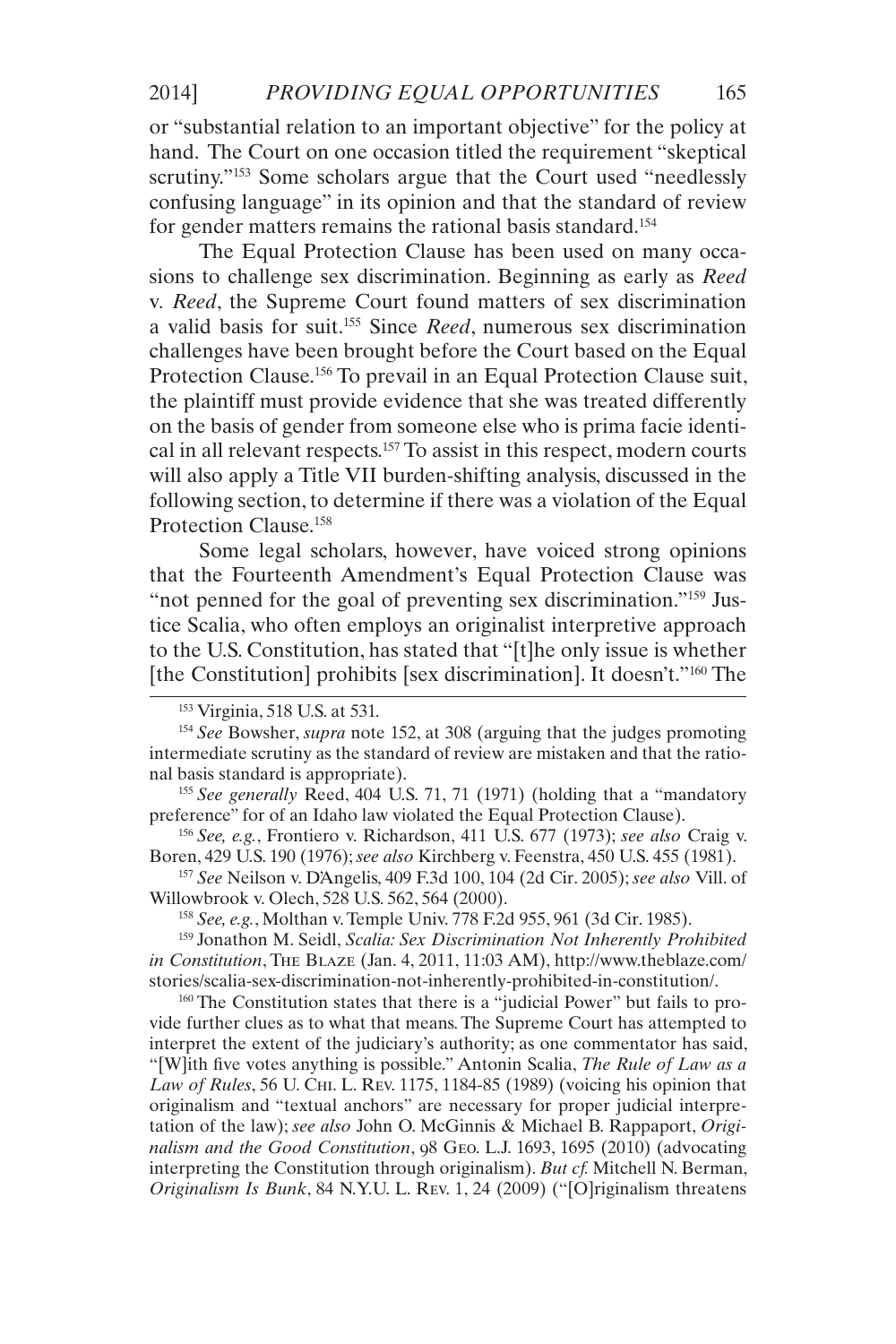or "substantial relation to an important objective" for the policy at hand. The Court on one occasion titled the requirement "skeptical scrutiny."[153] Some scholars argue that the Court used "needlessly confusing language" in its opinion and that the standard of review for gender matters remains the rational basis standard.[154]

The Equal Protection Clause has been used on many occasions to challenge sex discrimination. Beginning as early as *Reed* v. *Reed*, the Supreme Court found matters of sex discrimination a valid basis for suit.[155] Since *Reed*, numerous sex discrimination challenges have been brought before the Court based on the Equal Protection Clause.[156] To prevail in an Equal Protection Clause suit, the plaintiff must provide evidence that she was treated differently on the basis of gender from someone else who is prima facie identical in all relevant respects.[157] To assist in this respect, modern courts will also apply a Title VII burden-shifting analysis, discussed in the following section, to determine if there was a violation of the Equal Protection Clause.[158]

Some legal scholars, however, have voiced strong opinions that the Fourteenth Amendment's Equal Protection Clause was "not penned for the goal of preventing sex discrimination."[159] Justice Scalia, who often employs an originalist interpretive approach to the U.S. Constitution, has stated that "[t]he only issue is whether [the Constitution] prohibits [sex discrimination]. It doesn't."[160] The

---

[153] Virginia, 518 U.S. at 531.

[154] *See* Bowsher, *supra* note 152, at 308 (arguing that the judges promoting intermediate scrutiny as the standard of review are mistaken and that the rational basis standard is appropriate).

[155] *See generally* Reed, 404 U.S. 71, 71 (1971) (holding that a "mandatory preference" for of an Idaho law violated the Equal Protection Clause).

[156] *See, e.g.*, Frontiero v. Richardson, 411 U.S. 677 (1973); *see also* Craig v. Boren, 429 U.S. 190 (1976); *see also* Kirchberg v. Feenstra, 450 U.S. 455 (1981).

[157] *See* Neilson v. D'Angelis, 409 F.3d 100, 104 (2d Cir. 2005); *see also* Vill. of Willowbrook v. Olech, 528 U.S. 562, 564 (2000).

[158] *See, e.g.*, Molthan v. Temple Univ. 778 F.2d 955, 961 (3d Cir. 1985).

[159] Jonathon M. Seidl, *Scalia: Sex Discrimination Not Inherently Prohibited in Constitution*, THE BLAZE (Jan. 4, 2011, 11:03 AM), http://www.theblaze.com/stories/scalia-sex-discrimination-not-inherently-prohibited-in-constitution/.

[160] The Constitution states that there is a "judicial Power" but fails to provide further clues as to what that means. The Supreme Court has attempted to interpret the extent of the judiciary's authority; as one commentator has said, "[W]ith five votes anything is possible." Antonin Scalia, *The Rule of Law as a Law of Rules*, 56 U. CHI. L. REV. 1175, 1184-85 (1989) (voicing his opinion that originalism and "textual anchors" are necessary for proper judicial interpretation of the law); *see also* John O. McGinnis & Michael B. Rappaport, *Originalism and the Good Constitution*, 98 GEO. L.J. 1693, 1695 (2010) (advocating interpreting the Constitution through originalism). *But cf.* Mitchell N. Berman, *Originalism Is Bunk*, 84 N.Y.U. L. REV. 1, 24 (2009) ("[O]riginalism threatens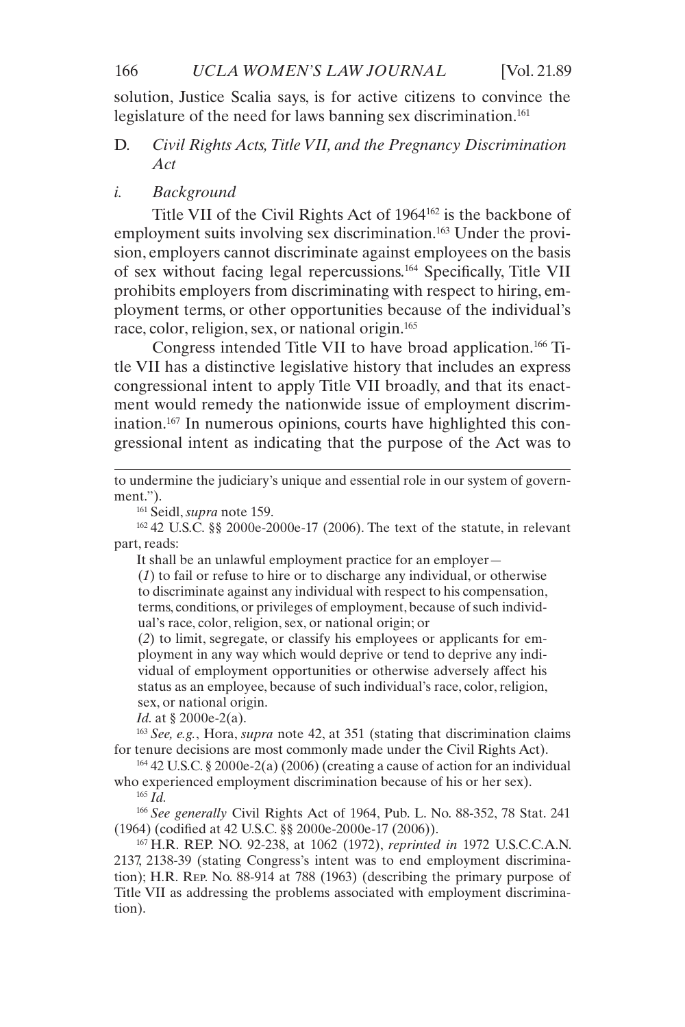solution, Justice Scalia says, is for active citizens to convince the legislature of the need for laws banning sex discrimination.[161]

### D. *Civil Rights Acts, Title VII, and the Pregnancy Discrimination Act*

#### *i. Background*

Title VII of the Civil Rights Act of 1964[162] is the backbone of employment suits involving sex discrimination.[163] Under the provision, employers cannot discriminate against employees on the basis of sex without facing legal repercussions.[164] Specifically, Title VII prohibits employers from discriminating with respect to hiring, employment terms, or other opportunities because of the individual's race, color, religion, sex, or national origin.[165]

Congress intended Title VII to have broad application.[166] Title VII has a distinctive legislative history that includes an express congressional intent to apply Title VII broadly, and that its enactment would remedy the nationwide issue of employment discrimination.[167] In numerous opinions, courts have highlighted this congressional intent as indicating that the purpose of the Act was to

---

to undermine the judiciary's unique and essential role in our system of government.").

[161] Seidl, *supra* note 159.

[162] 42 U.S.C. §§ 2000e-2000e-17 (2006). The text of the statute, in relevant part, reads:

> It shall be an unlawful employment practice for an employer—
>
> (*1*) to fail or refuse to hire or to discharge any individual, or otherwise to discriminate against any individual with respect to his compensation, terms, conditions, or privileges of employment, because of such individual's race, color, religion, sex, or national origin; or
>
> (*2*) to limit, segregate, or classify his employees or applicants for employment in any way which would deprive or tend to deprive any individual of employment opportunities or otherwise adversely affect his status as an employee, because of such individual's race, color, religion, sex, or national origin.

*Id.* at § 2000e-2(a).

[163] *See, e.g.*, Hora, *supra* note 42, at 351 (stating that discrimination claims for tenure decisions are most commonly made under the Civil Rights Act).

[164] 42 U.S.C. § 2000e-2(a) (2006) (creating a cause of action for an individual who experienced employment discrimination because of his or her sex).

[165] *Id.*

[166] *See generally* Civil Rights Act of 1964, Pub. L. No. 88-352, 78 Stat. 241 (1964) (codified at 42 U.S.C. §§ 2000e-2000e-17 (2006)).

[167] H.R. REP. NO. 92-238, at 1062 (1972), *reprinted in* 1972 U.S.C.C.A.N. 2137, 2138-39 (stating Congress's intent was to end employment discrimination); H.R. REP. NO. 88-914 at 788 (1963) (describing the primary purpose of Title VII as addressing the problems associated with employment discrimination).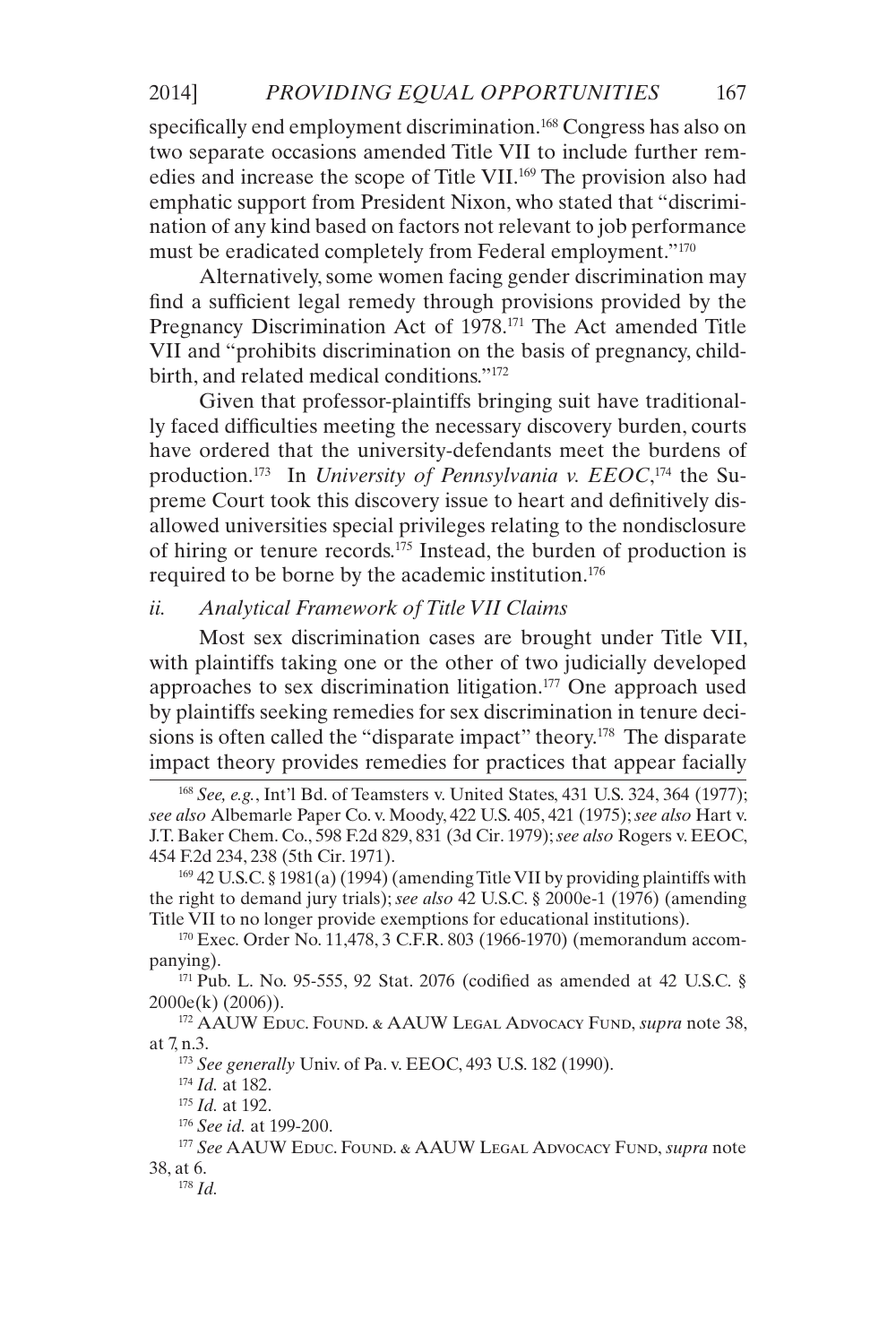specifically end employment discrimination.[168] Congress has also on two separate occasions amended Title VII to include further remedies and increase the scope of Title VII.[169] The provision also had emphatic support from President Nixon, who stated that "discrimination of any kind based on factors not relevant to job performance must be eradicated completely from Federal employment."[170]

Alternatively, some women facing gender discrimination may find a sufficient legal remedy through provisions provided by the Pregnancy Discrimination Act of 1978.[171] The Act amended Title VII and "prohibits discrimination on the basis of pregnancy, childbirth, and related medical conditions."[172]

Given that professor-plaintiffs bringing suit have traditionally faced difficulties meeting the necessary discovery burden, courts have ordered that the university-defendants meet the burdens of production.[173] In *University of Pennsylvania v. EEOC*,[174] the Supreme Court took this discovery issue to heart and definitively disallowed universities special privileges relating to the nondisclosure of hiring or tenure records.[175] Instead, the burden of production is required to be borne by the academic institution.[176]

### *ii. Analytical Framework of Title VII Claims*

Most sex discrimination cases are brought under Title VII, with plaintiffs taking one or the other of two judicially developed approaches to sex discrimination litigation.[177] One approach used by plaintiffs seeking remedies for sex discrimination in tenure decisions is often called the "disparate impact" theory.[178] The disparate impact theory provides remedies for practices that appear facially

---

[168] *See, e.g.*, Int'l Bd. of Teamsters v. United States, 431 U.S. 324, 364 (1977); *see also* Albemarle Paper Co. v. Moody, 422 U.S. 405, 421 (1975); *see also* Hart v. J.T. Baker Chem. Co., 598 F.2d 829, 831 (3d Cir. 1979); *see also* Rogers v. EEOC, 454 F.2d 234, 238 (5th Cir. 1971).

[169] 42 U.S.C. § 1981(a) (1994) (amending Title VII by providing plaintiffs with the right to demand jury trials); *see also* 42 U.S.C. § 2000e-1 (1976) (amending Title VII to no longer provide exemptions for educational institutions).

[170] Exec. Order No. 11,478, 3 C.F.R. 803 (1966-1970) (memorandum accompanying).

[171] Pub. L. No. 95-555, 92 Stat. 2076 (codified as amended at 42 U.S.C. § 2000e(k) (2006)).

[172] AAUW Educ. Found. & AAUW Legal Advocacy Fund, *supra* note 38, at 7, n.3.

[173] *See generally* Univ. of Pa. v. EEOC, 493 U.S. 182 (1990).

[174] *Id.* at 182.

[175] *Id.* at 192.

[176] *See id.* at 199-200.

[177] *See* AAUW Educ. Found. & AAUW Legal Advocacy Fund, *supra* note 38, at 6.

[178] *Id.*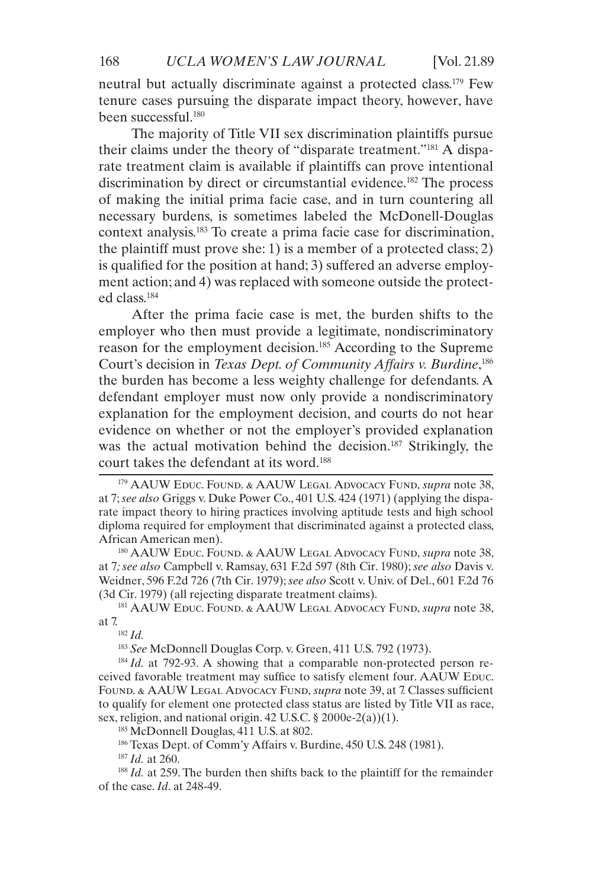neutral but actually discriminate against a protected class.[179] Few tenure cases pursuing the disparate impact theory, however, have been successful.[180]

The majority of Title VII sex discrimination plaintiffs pursue their claims under the theory of "disparate treatment."[181] A disparate treatment claim is available if plaintiffs can prove intentional discrimination by direct or circumstantial evidence.[182] The process of making the initial prima facie case, and in turn countering all necessary burdens, is sometimes labeled the McDonell-Douglas context analysis.[183] To create a prima facie case for discrimination, the plaintiff must prove she: 1) is a member of a protected class; 2) is qualified for the position at hand; 3) suffered an adverse employment action; and 4) was replaced with someone outside the protected class.[184]

After the prima facie case is met, the burden shifts to the employer who then must provide a legitimate, nondiscriminatory reason for the employment decision.[185] According to the Supreme Court's decision in *Texas Dept. of Community Affairs v. Burdine*,[186] the burden has become a less weighty challenge for defendants. A defendant employer must now only provide a nondiscriminatory explanation for the employment decision, and courts do not hear evidence on whether or not the employer's provided explanation was the actual motivation behind the decision.[187] Strikingly, the court takes the defendant at its word.[188]

---

[179] AAUW Educ. Found. & AAUW Legal Advocacy Fund, *supra* note 38, at 7; *see also* Griggs v. Duke Power Co., 401 U.S. 424 (1971) (applying the disparate impact theory to hiring practices involving aptitude tests and high school diploma required for employment that discriminated against a protected class, African American men).

[180] AAUW Educ. Found. & AAUW Legal Advocacy Fund, *supra* note 38, at 7*; see also* Campbell v. Ramsay, 631 F.2d 597 (8th Cir. 1980); *see also* Davis v. Weidner, 596 F.2d 726 (7th Cir. 1979); *see also* Scott v. Univ. of Del., 601 F.2d 76 (3d Cir. 1979) (all rejecting disparate treatment claims).

[181] AAUW Educ. Found. & AAUW Legal Advocacy Fund, *supra* note 38, at 7.

[182] *Id.*

[183] *See* McDonnell Douglas Corp. v. Green, 411 U.S. 792 (1973).

[184] *Id.* at 792-93. A showing that a comparable non-protected person received favorable treatment may suffice to satisfy element four. AAUW Educ. Found. & AAUW Legal Advocacy Fund, *supra* note 39, at 7. Classes sufficient to qualify for element one protected class status are listed by Title VII as race, sex, religion, and national origin. 42 U.S.C. § 2000e-2(a))(1).

[185] McDonnell Douglas, 411 U.S. at 802.

[186] Texas Dept. of Comm'y Affairs v. Burdine, 450 U.S. 248 (1981).

[187] *Id.* at 260.

[188] *Id.* at 259. The burden then shifts back to the plaintiff for the remainder of the case. *Id*. at 248-49.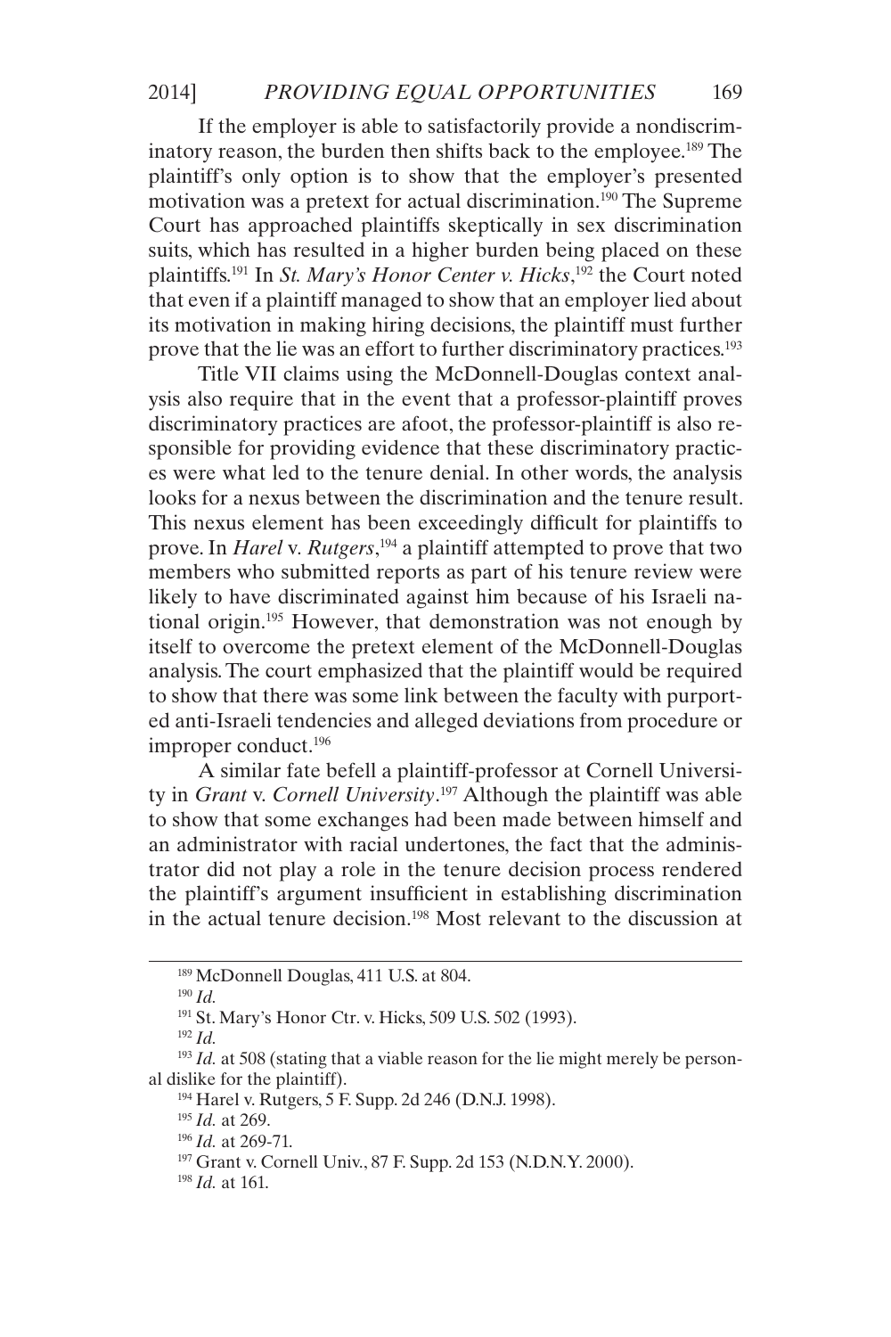If the employer is able to satisfactorily provide a nondiscriminatory reason, the burden then shifts back to the employee.[189] The plaintiff's only option is to show that the employer's presented motivation was a pretext for actual discrimination.[190] The Supreme Court has approached plaintiffs skeptically in sex discrimination suits, which has resulted in a higher burden being placed on these plaintiffs.[191] In *St. Mary's Honor Center v. Hicks*,[192] the Court noted that even if a plaintiff managed to show that an employer lied about its motivation in making hiring decisions, the plaintiff must further prove that the lie was an effort to further discriminatory practices.[193]

Title VII claims using the McDonnell-Douglas context analysis also require that in the event that a professor-plaintiff proves discriminatory practices are afoot, the professor-plaintiff is also responsible for providing evidence that these discriminatory practices were what led to the tenure denial. In other words, the analysis looks for a nexus between the discrimination and the tenure result. This nexus element has been exceedingly difficult for plaintiffs to prove. In *Harel* v. *Rutgers*,[194] a plaintiff attempted to prove that two members who submitted reports as part of his tenure review were likely to have discriminated against him because of his Israeli national origin.[195] However, that demonstration was not enough by itself to overcome the pretext element of the McDonnell-Douglas analysis. The court emphasized that the plaintiff would be required to show that there was some link between the faculty with purported anti-Israeli tendencies and alleged deviations from procedure or improper conduct.[196]

A similar fate befell a plaintiff-professor at Cornell University in *Grant* v. *Cornell University*.[197] Although the plaintiff was able to show that some exchanges had been made between himself and an administrator with racial undertones, the fact that the administrator did not play a role in the tenure decision process rendered the plaintiff's argument insufficient in establishing discrimination in the actual tenure decision.[198] Most relevant to the discussion at

---

[189] McDonnell Douglas, 411 U.S. at 804.

[190] *Id.*

[191] St. Mary's Honor Ctr. v. Hicks, 509 U.S. 502 (1993).

[192] *Id.*

[193] *Id.* at 508 (stating that a viable reason for the lie might merely be personal dislike for the plaintiff).

[194] Harel v. Rutgers, 5 F. Supp. 2d 246 (D.N.J. 1998).

[195] *Id.* at 269.

[196] *Id.* at 269-71.

[197] Grant v. Cornell Univ., 87 F. Supp. 2d 153 (N.D.N.Y. 2000).

[198] *Id.* at 161.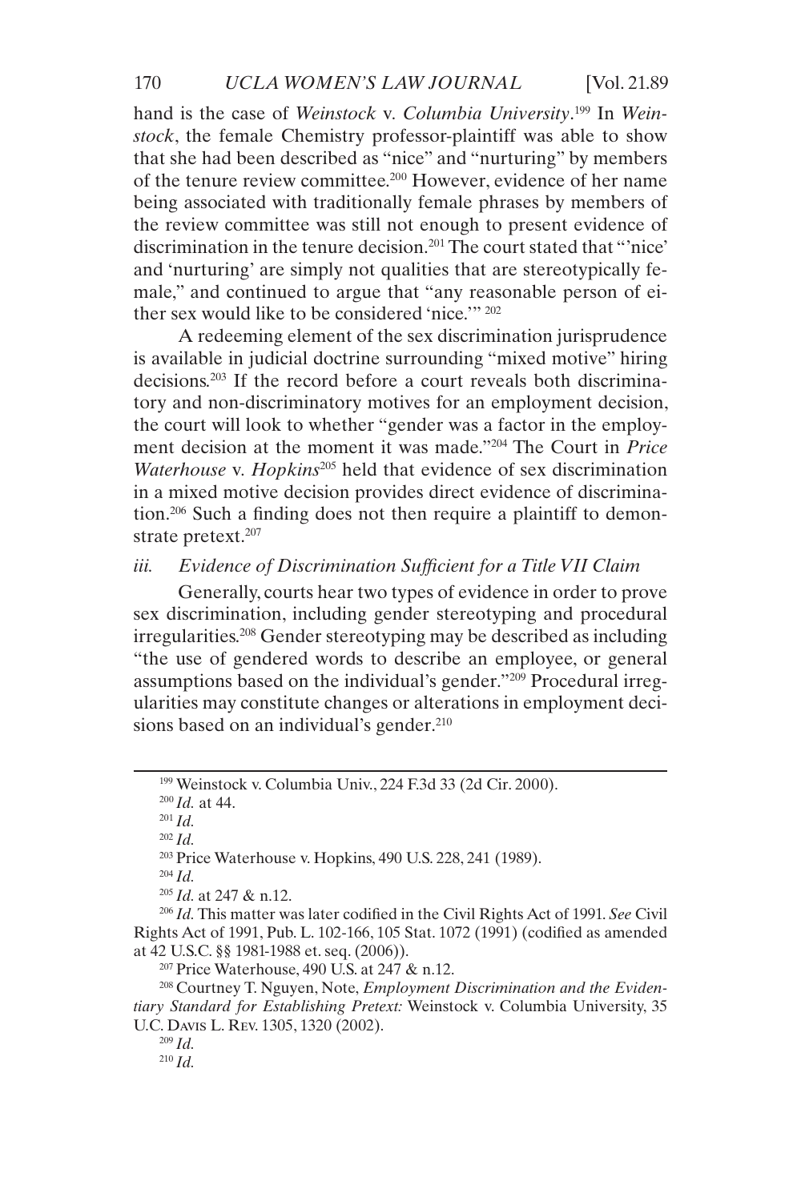hand is the case of *Weinstock* v. *Columbia University*.[199] In *Weinstock*, the female Chemistry professor-plaintiff was able to show that she had been described as "nice" and "nurturing" by members of the tenure review committee.[200] However, evidence of her name being associated with traditionally female phrases by members of the review committee was still not enough to present evidence of discrimination in the tenure decision.[201] The court stated that "'nice' and 'nurturing' are simply not qualities that are stereotypically female," and continued to argue that "any reasonable person of either sex would like to be considered 'nice.'" [202]

A redeeming element of the sex discrimination jurisprudence is available in judicial doctrine surrounding "mixed motive" hiring decisions.[203] If the record before a court reveals both discriminatory and non-discriminatory motives for an employment decision, the court will look to whether "gender was a factor in the employment decision at the moment it was made."[204] The Court in *Price Waterhouse* v. *Hopkins*[205] held that evidence of sex discrimination in a mixed motive decision provides direct evidence of discrimination.[206] Such a finding does not then require a plaintiff to demonstrate pretext.[207]

### *iii. Evidence of Discrimination Sufficient for a Title VII Claim*

Generally, courts hear two types of evidence in order to prove sex discrimination, including gender stereotyping and procedural irregularities.[208] Gender stereotyping may be described as including "the use of gendered words to describe an employee, or general assumptions based on the individual's gender."[209] Procedural irregularities may constitute changes or alterations in employment decisions based on an individual's gender.[210]

---

[199] Weinstock v. Columbia Univ., 224 F.3d 33 (2d Cir. 2000).

[200] *Id.* at 44.

[201] *Id.*

[202] *Id.*

[203] Price Waterhouse v. Hopkins, 490 U.S. 228, 241 (1989).

[204] *Id.*

[205] *Id.* at 247 & n.12.

[206] *Id.* This matter was later codified in the Civil Rights Act of 1991. *See* Civil Rights Act of 1991, Pub. L. 102-166, 105 Stat. 1072 (1991) (codified as amended at 42 U.S.C. §§ 1981-1988 et. seq. (2006)).

[207] Price Waterhouse, 490 U.S. at 247 & n.12.

[208] Courtney T. Nguyen, Note, *Employment Discrimination and the Evidentiary Standard for Establishing Pretext:* Weinstock v. Columbia University, 35 U.C. Davis L. Rev. 1305, 1320 (2002).

[209] *Id.*

[210] *Id.*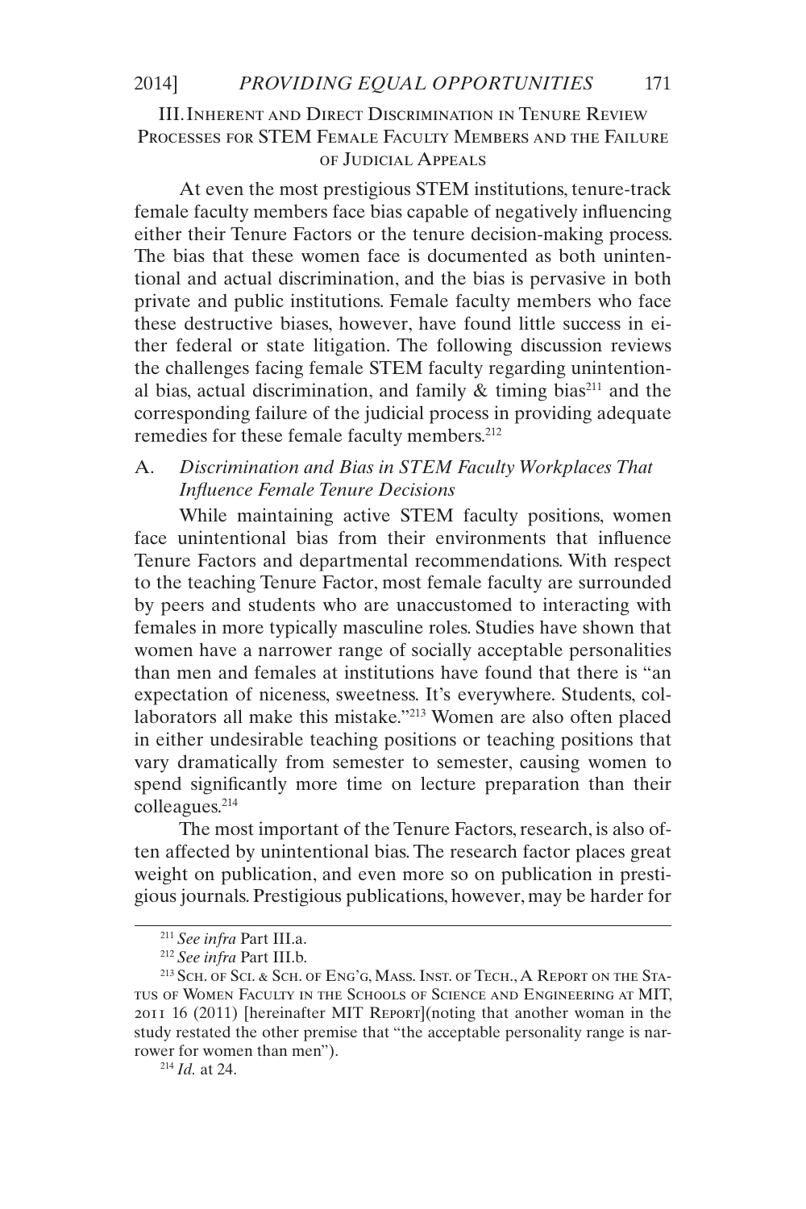### III. Inherent and Direct Discrimination in Tenure Review Processes for STEM Female Faculty Members and the Failure of Judicial Appeals

At even the most prestigious STEM institutions, tenure-track female faculty members face bias capable of negatively influencing either their Tenure Factors or the tenure decision-making process. The bias that these women face is documented as both unintentional and actual discrimination, and the bias is pervasive in both private and public institutions. Female faculty members who face these destructive biases, however, have found little success in either federal or state litigation. The following discussion reviews the challenges facing female STEM faculty regarding unintentional bias, actual discrimination, and family & timing bias[211] and the corresponding failure of the judicial process in providing adequate remedies for these female faculty members.[212]

#### A. *Discrimination and Bias in STEM Faculty Workplaces That Influence Female Tenure Decisions*

While maintaining active STEM faculty positions, women face unintentional bias from their environments that influence Tenure Factors and departmental recommendations. With respect to the teaching Tenure Factor, most female faculty are surrounded by peers and students who are unaccustomed to interacting with females in more typically masculine roles. Studies have shown that women have a narrower range of socially acceptable personalities than men and females at institutions have found that there is "an expectation of niceness, sweetness. It's everywhere. Students, collaborators all make this mistake."[213] Women are also often placed in either undesirable teaching positions or teaching positions that vary dramatically from semester to semester, causing women to spend significantly more time on lecture preparation than their colleagues.[214]

The most important of the Tenure Factors, research, is also often affected by unintentional bias. The research factor places great weight on publication, and even more so on publication in prestigious journals. Prestigious publications, however, may be harder for

---

[211] *See infra* Part III.a.

[212] *See infra* Part III.b.

[213] Sch. of Sci. & Sch. of Eng'g, Mass. Inst. of Tech., A Report on the Status of Women Faculty in the Schools of Science and Engineering at MIT, 2011 16 (2011) [hereinafter MIT Report](noting that another woman in the study restated the other premise that "the acceptable personality range is narrower for women than men").

[214] *Id.* at 24.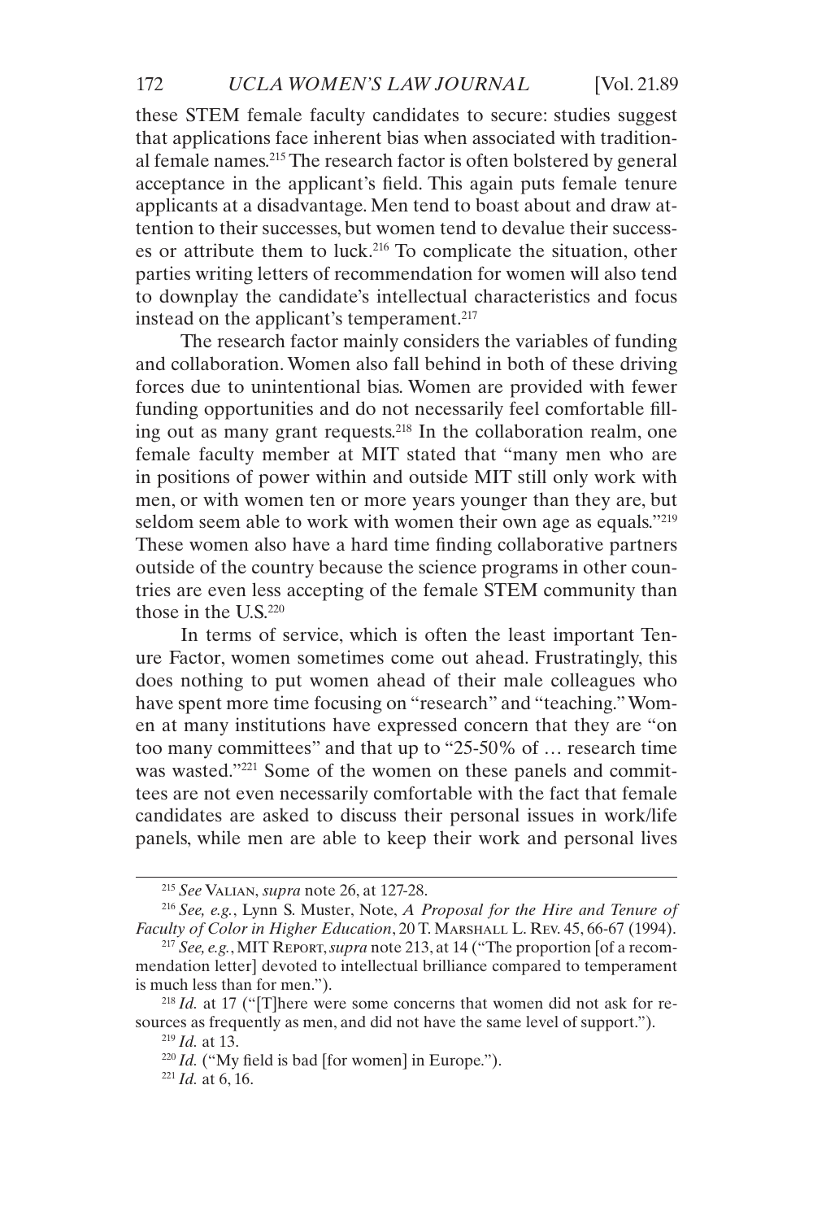these STEM female faculty candidates to secure: studies suggest that applications face inherent bias when associated with traditional female names.[215] The research factor is often bolstered by general acceptance in the applicant's field. This again puts female tenure applicants at a disadvantage. Men tend to boast about and draw attention to their successes, but women tend to devalue their successes or attribute them to luck.[216] To complicate the situation, other parties writing letters of recommendation for women will also tend to downplay the candidate's intellectual characteristics and focus instead on the applicant's temperament.[217]

The research factor mainly considers the variables of funding and collaboration. Women also fall behind in both of these driving forces due to unintentional bias. Women are provided with fewer funding opportunities and do not necessarily feel comfortable filling out as many grant requests.[218] In the collaboration realm, one female faculty member at MIT stated that "many men who are in positions of power within and outside MIT still only work with men, or with women ten or more years younger than they are, but seldom seem able to work with women their own age as equals."[219] These women also have a hard time finding collaborative partners outside of the country because the science programs in other countries are even less accepting of the female STEM community than those in the U.S.[220]

In terms of service, which is often the least important Tenure Factor, women sometimes come out ahead. Frustratingly, this does nothing to put women ahead of their male colleagues who have spent more time focusing on "research" and "teaching." Women at many institutions have expressed concern that they are "on too many committees" and that up to "25-50% of … research time was wasted."[221] Some of the women on these panels and committees are not even necessarily comfortable with the fact that female candidates are asked to discuss their personal issues in work/life panels, while men are able to keep their work and personal lives

---

[215] *See* Valian, *supra* note 26, at 127-28.

[216] *See, e.g.*, Lynn S. Muster, Note, *A Proposal for the Hire and Tenure of Faculty of Color in Higher Education*, 20 T. Marshall L. Rev. 45, 66-67 (1994).

[217] *See, e.g.*, MIT Report, *supra* note 213, at 14 ("The proportion [of a recommendation letter] devoted to intellectual brilliance compared to temperament is much less than for men.").

[218] *Id.* at 17 ("[T]here were some concerns that women did not ask for resources as frequently as men, and did not have the same level of support.").

[219] *Id.* at 13.

[220] *Id.* ("My field is bad [for women] in Europe.").

[221] *Id.* at 6, 16.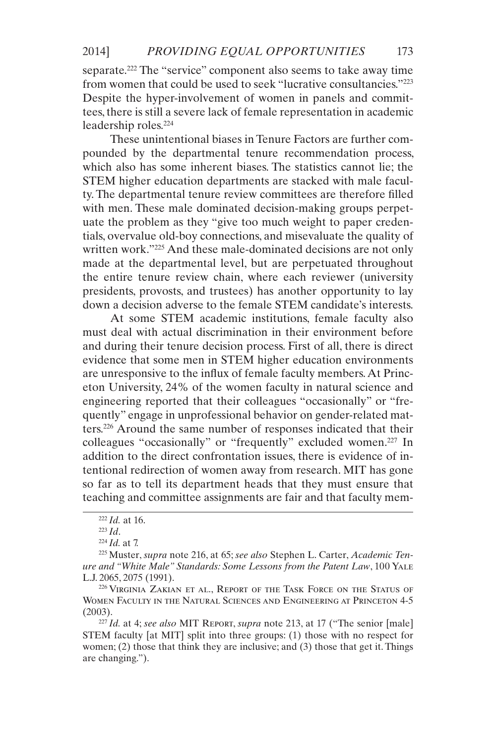separate.[222] The "service" component also seems to take away time from women that could be used to seek "lucrative consultancies."[223] Despite the hyper-involvement of women in panels and committees, there is still a severe lack of female representation in academic leadership roles.[224]

These unintentional biases in Tenure Factors are further compounded by the departmental tenure recommendation process, which also has some inherent biases. The statistics cannot lie; the STEM higher education departments are stacked with male faculty. The departmental tenure review committees are therefore filled with men. These male dominated decision-making groups perpetuate the problem as they "give too much weight to paper credentials, overvalue old-boy connections, and misevaluate the quality of written work."[225] And these male-dominated decisions are not only made at the departmental level, but are perpetuated throughout the entire tenure review chain, where each reviewer (university presidents, provosts, and trustees) has another opportunity to lay down a decision adverse to the female STEM candidate's interests.

At some STEM academic institutions, female faculty also must deal with actual discrimination in their environment before and during their tenure decision process. First of all, there is direct evidence that some men in STEM higher education environments are unresponsive to the influx of female faculty members. At Princeton University, 24% of the women faculty in natural science and engineering reported that their colleagues "occasionally" or "frequently" engage in unprofessional behavior on gender-related matters.[226] Around the same number of responses indicated that their colleagues "occasionally" or "frequently" excluded women.[227] In addition to the direct confrontation issues, there is evidence of intentional redirection of women away from research. MIT has gone so far as to tell its department heads that they must ensure that teaching and committee assignments are fair and that faculty mem-

---

[222] *Id.* at 16.

[223] *Id*.

[224] *Id.* at 7.

[225] Muster, *supra* note 216, at 65; *see also* Stephen L. Carter, *Academic Tenure and "White Male" Standards: Some Lessons from the Patent Law*, 100 Yale L.J. 2065, 2075 (1991).

[226] Virginia Zakian et al., Report of the Task Force on the Status of Women Faculty in the Natural Sciences and Engineering at Princeton 4-5 (2003).

[227] *Id.* at 4; *see also* MIT Report, *supra* note 213, at 17 ("The senior [male] STEM faculty [at MIT] split into three groups: (1) those with no respect for women; (2) those that think they are inclusive; and (3) those that get it. Things are changing.").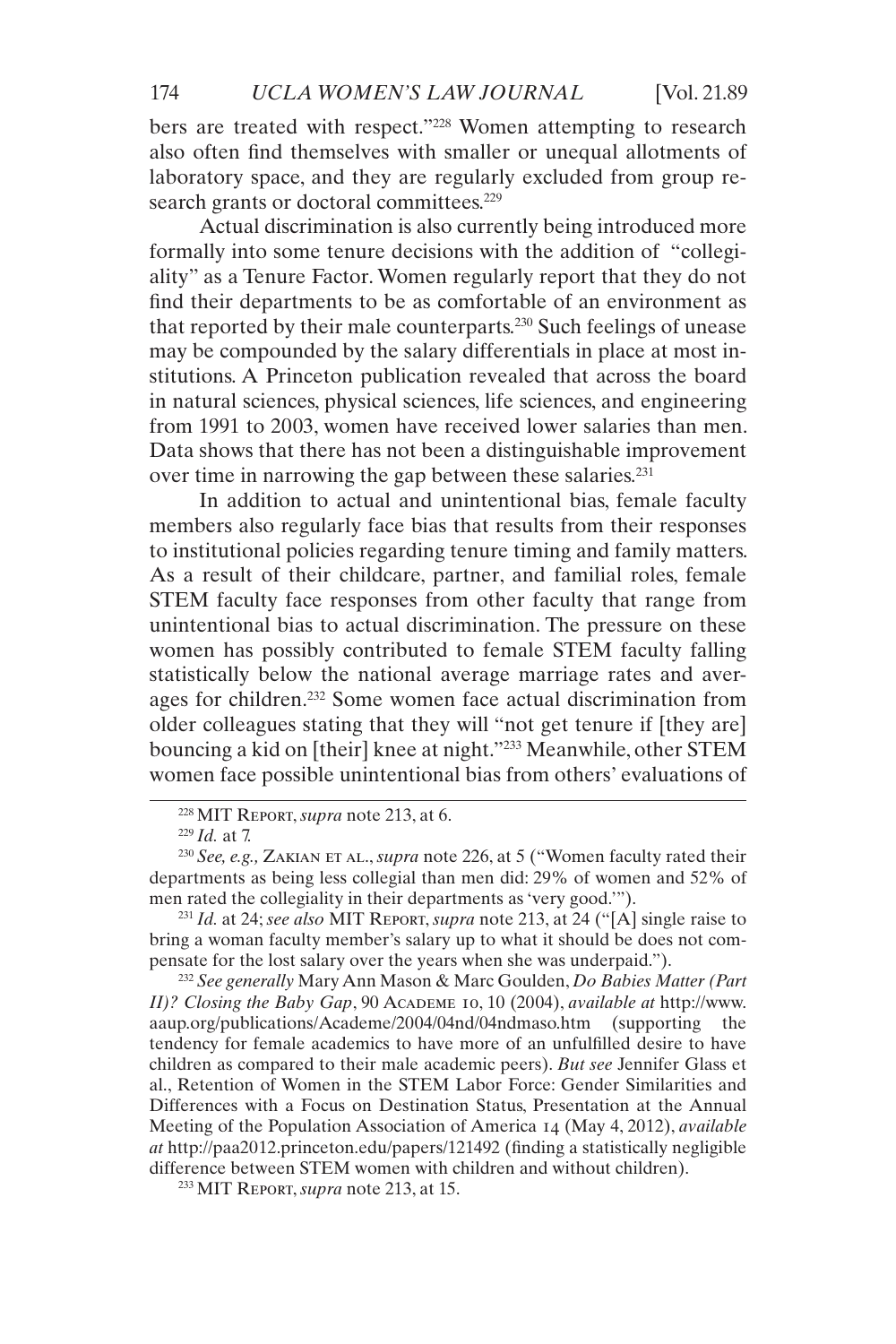bers are treated with respect."[228] Women attempting to research also often find themselves with smaller or unequal allotments of laboratory space, and they are regularly excluded from group research grants or doctoral committees.[229]

Actual discrimination is also currently being introduced more formally into some tenure decisions with the addition of "collegiality" as a Tenure Factor. Women regularly report that they do not find their departments to be as comfortable of an environment as that reported by their male counterparts.[230] Such feelings of unease may be compounded by the salary differentials in place at most institutions. A Princeton publication revealed that across the board in natural sciences, physical sciences, life sciences, and engineering from 1991 to 2003, women have received lower salaries than men. Data shows that there has not been a distinguishable improvement over time in narrowing the gap between these salaries.[231]

In addition to actual and unintentional bias, female faculty members also regularly face bias that results from their responses to institutional policies regarding tenure timing and family matters. As a result of their childcare, partner, and familial roles, female STEM faculty face responses from other faculty that range from unintentional bias to actual discrimination. The pressure on these women has possibly contributed to female STEM faculty falling statistically below the national average marriage rates and averages for children.[232] Some women face actual discrimination from older colleagues stating that they will "not get tenure if [they are] bouncing a kid on [their] knee at night."[233] Meanwhile, other STEM women face possible unintentional bias from others' evaluations of

---

[228] MIT Report, *supra* note 213, at 6.

[229] *Id.* at 7.

[230] *See, e.g.,* Zakian et al., *supra* note 226, at 5 ("Women faculty rated their departments as being less collegial than men did: 29% of women and 52% of men rated the collegiality in their departments as 'very good.'").

[231] *Id.* at 24; *see also* MIT Report, *supra* note 213, at 24 ("[A] single raise to bring a woman faculty member's salary up to what it should be does not compensate for the lost salary over the years when she was underpaid.").

[232] *See generally* Mary Ann Mason & Marc Goulden, *Do Babies Matter (Part II)? Closing the Baby Gap*, 90 Academe 10, 10 (2004), *available at* http://www.aaup.org/publications/Academe/2004/04nd/04ndmaso.htm (supporting the tendency for female academics to have more of an unfulfilled desire to have children as compared to their male academic peers). *But see* Jennifer Glass et al., Retention of Women in the STEM Labor Force: Gender Similarities and Differences with a Focus on Destination Status, Presentation at the Annual Meeting of the Population Association of America 14 (May 4, 2012), *available at* http://paa2012.princeton.edu/papers/121492 (finding a statistically negligible difference between STEM women with children and without children).

[233] MIT Report, *supra* note 213, at 15.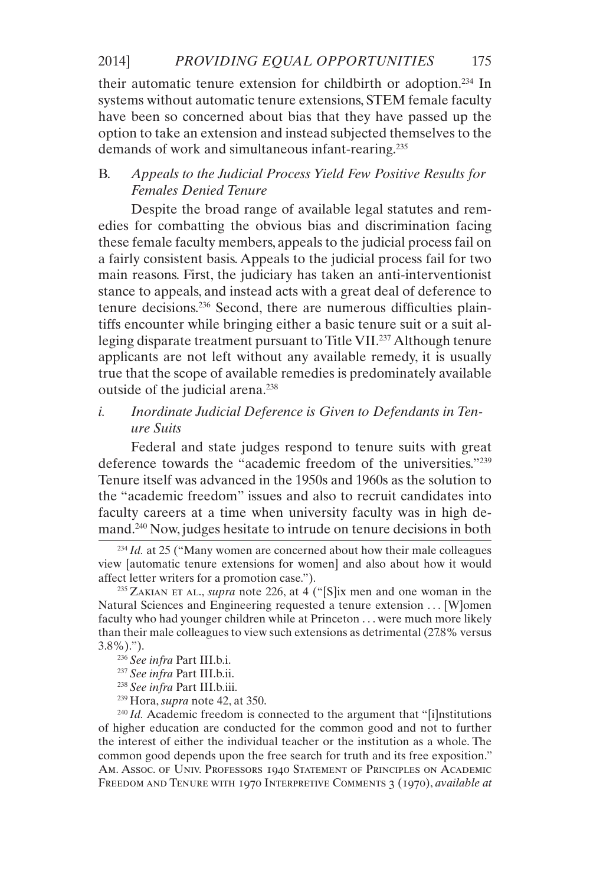their automatic tenure extension for childbirth or adoption.[234] In systems without automatic tenure extensions, STEM female faculty have been so concerned about bias that they have passed up the option to take an extension and instead subjected themselves to the demands of work and simultaneous infant-rearing.[235]

### B. *Appeals to the Judicial Process Yield Few Positive Results for Females Denied Tenure*

Despite the broad range of available legal statutes and remedies for combatting the obvious bias and discrimination facing these female faculty members, appeals to the judicial process fail on a fairly consistent basis. Appeals to the judicial process fail for two main reasons. First, the judiciary has taken an anti-interventionist stance to appeals, and instead acts with a great deal of deference to tenure decisions.[236] Second, there are numerous difficulties plaintiffs encounter while bringing either a basic tenure suit or a suit alleging disparate treatment pursuant to Title VII.[237] Although tenure applicants are not left without any available remedy, it is usually true that the scope of available remedies is predominately available outside of the judicial arena.[238]

#### i. *Inordinate Judicial Deference is Given to Defendants in Tenure Suits*

Federal and state judges respond to tenure suits with great deference towards the "academic freedom of the universities."[239] Tenure itself was advanced in the 1950s and 1960s as the solution to the "academic freedom" issues and also to recruit candidates into faculty careers at a time when university faculty was in high demand.[240] Now, judges hesitate to intrude on tenure decisions in both

---

[234] *Id.* at 25 ("Many women are concerned about how their male colleagues view [automatic tenure extensions for women] and also about how it would affect letter writers for a promotion case.").

[235] Zakian et al., *supra* note 226, at 4 ("[S]ix men and one woman in the Natural Sciences and Engineering requested a tenure extension . . . [W]omen faculty who had younger children while at Princeton . . . were much more likely than their male colleagues to view such extensions as detrimental (27.8% versus 3.8%).").

[236] *See infra* Part III.b.i.

[237] *See infra* Part III.b.ii.

[238] *See infra* Part III.b.iii.

[239] Hora, *supra* note 42, at 350.

[240] *Id.* Academic freedom is connected to the argument that "[i]nstitutions of higher education are conducted for the common good and not to further the interest of either the individual teacher or the institution as a whole. The common good depends upon the free search for truth and its free exposition." Am. Assoc. of Univ. Professors 1940 Statement of Principles on Academic Freedom and Tenure with 1970 Interpretive Comments 3 (1970), *available at*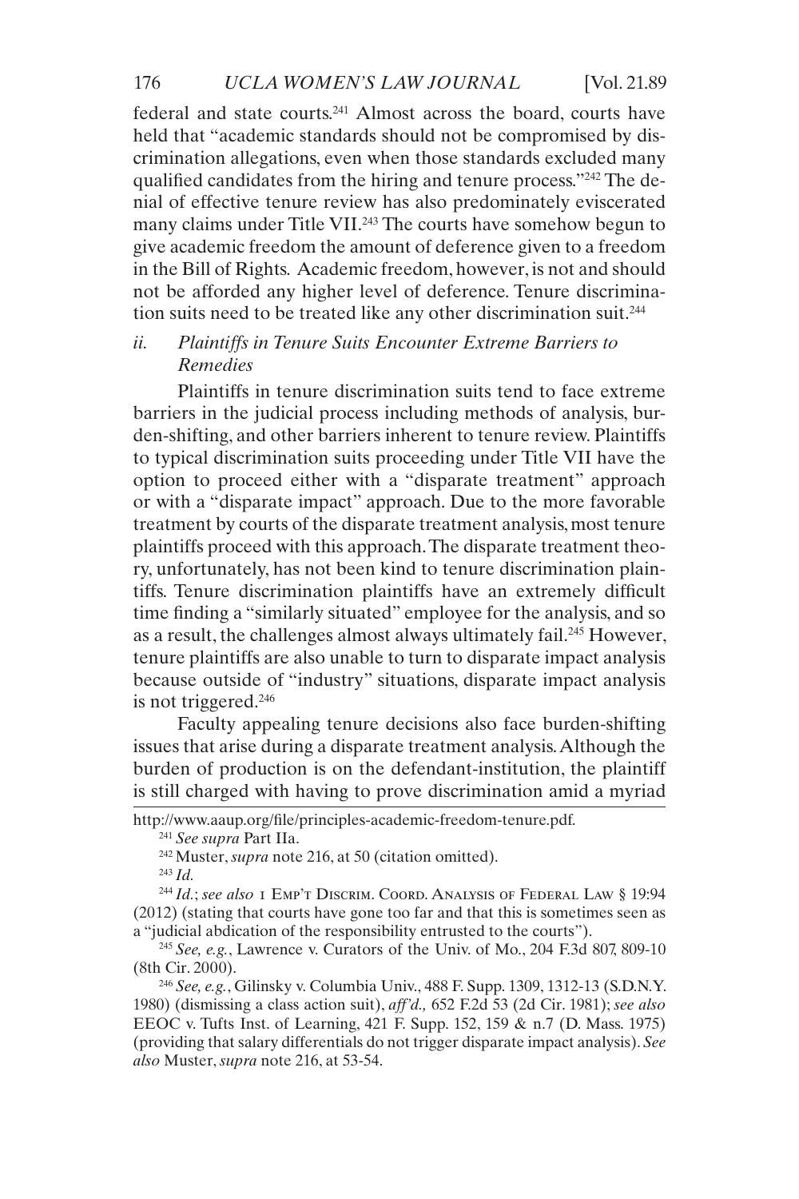federal and state courts.[241] Almost across the board, courts have held that "academic standards should not be compromised by discrimination allegations, even when those standards excluded many qualified candidates from the hiring and tenure process."[242] The denial of effective tenure review has also predominately eviscerated many claims under Title VII.[243] The courts have somehow begun to give academic freedom the amount of deference given to a freedom in the Bill of Rights. Academic freedom, however, is not and should not be afforded any higher level of deference. Tenure discrimination suits need to be treated like any other discrimination suit.[244]

### ii. *Plaintiffs in Tenure Suits Encounter Extreme Barriers to Remedies*

Plaintiffs in tenure discrimination suits tend to face extreme barriers in the judicial process including methods of analysis, burden-shifting, and other barriers inherent to tenure review. Plaintiffs to typical discrimination suits proceeding under Title VII have the option to proceed either with a "disparate treatment" approach or with a "disparate impact" approach. Due to the more favorable treatment by courts of the disparate treatment analysis, most tenure plaintiffs proceed with this approach. The disparate treatment theory, unfortunately, has not been kind to tenure discrimination plaintiffs. Tenure discrimination plaintiffs have an extremely difficult time finding a "similarly situated" employee for the analysis, and so as a result, the challenges almost always ultimately fail.[245] However, tenure plaintiffs are also unable to turn to disparate impact analysis because outside of "industry" situations, disparate impact analysis is not triggered.[246]

Faculty appealing tenure decisions also face burden-shifting issues that arise during a disparate treatment analysis. Although the burden of production is on the defendant-institution, the plaintiff is still charged with having to prove discrimination amid a myriad

---

http://www.aaup.org/file/principles-academic-freedom-tenure.pdf.

[241] *See supra* Part IIa.

[242] Muster, *supra* note 216, at 50 (citation omitted).

[243] *Id.*

[244] *Id.*; *see also* 1 Emp't Discrim. Coord. Analysis of Federal Law § 19:94 (2012) (stating that courts have gone too far and that this is sometimes seen as a "judicial abdication of the responsibility entrusted to the courts").

[245] *See, e.g.*, Lawrence v. Curators of the Univ. of Mo., 204 F.3d 807, 809-10 (8th Cir. 2000).

[246] *See, e.g.*, Gilinsky v. Columbia Univ., 488 F. Supp. 1309, 1312-13 (S.D.N.Y. 1980) (dismissing a class action suit), *aff'd.*, 652 F.2d 53 (2d Cir. 1981); *see also* EEOC v. Tufts Inst. of Learning, 421 F. Supp. 152, 159 & n.7 (D. Mass. 1975) (providing that salary differentials do not trigger disparate impact analysis). *See also* Muster, *supra* note 216, at 53-54.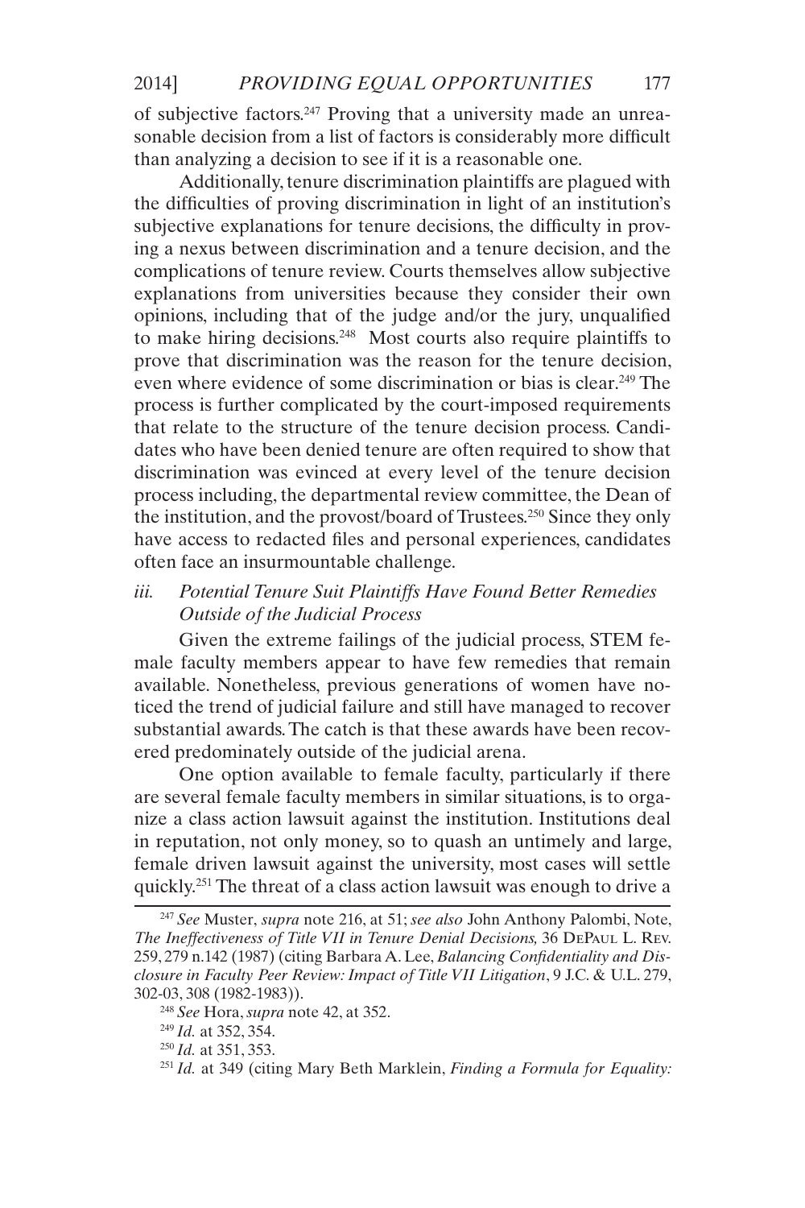of subjective factors.[247] Proving that a university made an unreasonable decision from a list of factors is considerably more difficult than analyzing a decision to see if it is a reasonable one.

Additionally, tenure discrimination plaintiffs are plagued with the difficulties of proving discrimination in light of an institution's subjective explanations for tenure decisions, the difficulty in proving a nexus between discrimination and a tenure decision, and the complications of tenure review. Courts themselves allow subjective explanations from universities because they consider their own opinions, including that of the judge and/or the jury, unqualified to make hiring decisions.[248] Most courts also require plaintiffs to prove that discrimination was the reason for the tenure decision, even where evidence of some discrimination or bias is clear.[249] The process is further complicated by the court-imposed requirements that relate to the structure of the tenure decision process. Candidates who have been denied tenure are often required to show that discrimination was evinced at every level of the tenure decision process including, the departmental review committee, the Dean of the institution, and the provost/board of Trustees.[250] Since they only have access to redacted files and personal experiences, candidates often face an insurmountable challenge.

### *iii. Potential Tenure Suit Plaintiffs Have Found Better Remedies Outside of the Judicial Process*

Given the extreme failings of the judicial process, STEM female faculty members appear to have few remedies that remain available. Nonetheless, previous generations of women have noticed the trend of judicial failure and still have managed to recover substantial awards. The catch is that these awards have been recovered predominately outside of the judicial arena.

One option available to female faculty, particularly if there are several female faculty members in similar situations, is to organize a class action lawsuit against the institution. Institutions deal in reputation, not only money, so to quash an untimely and large, female driven lawsuit against the university, most cases will settle quickly.[251] The threat of a class action lawsuit was enough to drive a

---

[247] *See* Muster, *supra* note 216, at 51; *see also* John Anthony Palombi, Note, *The Ineffectiveness of Title VII in Tenure Denial Decisions,* 36 DePaul L. Rev. 259, 279 n.142 (1987) (citing Barbara A. Lee, *Balancing Confidentiality and Disclosure in Faculty Peer Review: Impact of Title VII Litigation*, 9 J.C. & U.L. 279, 302-03, 308 (1982-1983)).

[248] *See* Hora, *supra* note 42, at 352.

[249] *Id.* at 352, 354.

[250] *Id.* at 351, 353.

[251] *Id.* at 349 (citing Mary Beth Marklein, *Finding a Formula for Equality:*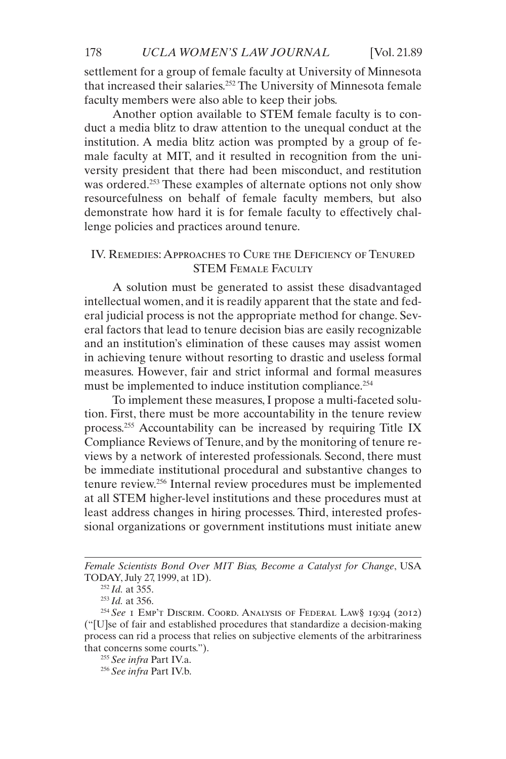settlement for a group of female faculty at University of Minnesota that increased their salaries.[252] The University of Minnesota female faculty members were also able to keep their jobs.

Another option available to STEM female faculty is to conduct a media blitz to draw attention to the unequal conduct at the institution. A media blitz action was prompted by a group of female faculty at MIT, and it resulted in recognition from the university president that there had been misconduct, and restitution was ordered.[253] These examples of alternate options not only show resourcefulness on behalf of female faculty members, but also demonstrate how hard it is for female faculty to effectively challenge policies and practices around tenure.

## IV. Remedies: Approaches to Cure the Deficiency of Tenured STEM Female Faculty

A solution must be generated to assist these disadvantaged intellectual women, and it is readily apparent that the state and federal judicial process is not the appropriate method for change. Several factors that lead to tenure decision bias are easily recognizable and an institution's elimination of these causes may assist women in achieving tenure without resorting to drastic and useless formal measures. However, fair and strict informal and formal measures must be implemented to induce institution compliance.[254]

To implement these measures, I propose a multi-faceted solution. First, there must be more accountability in the tenure review process.[255] Accountability can be increased by requiring Title IX Compliance Reviews of Tenure, and by the monitoring of tenure reviews by a network of interested professionals. Second, there must be immediate institutional procedural and substantive changes to tenure review.[256] Internal review procedures must be implemented at all STEM higher-level institutions and these procedures must at least address changes in hiring processes. Third, interested professional organizations or government institutions must initiate anew

---

*Female Scientists Bond Over MIT Bias, Become a Catalyst for Change*, USA TODAY, July 27, 1999, at 1D).

[252] *Id.* at 355.

[253] *Id.* at 356.

[254] *See* 1 Emp't Discrim. Coord. Analysis of Federal Law§ 19:94 (2012) ("[U]se of fair and established procedures that standardize a decision-making process can rid a process that relies on subjective elements of the arbitrariness that concerns some courts.").

[255] *See infra* Part IV.a.

[256] *See infra* Part IV.b.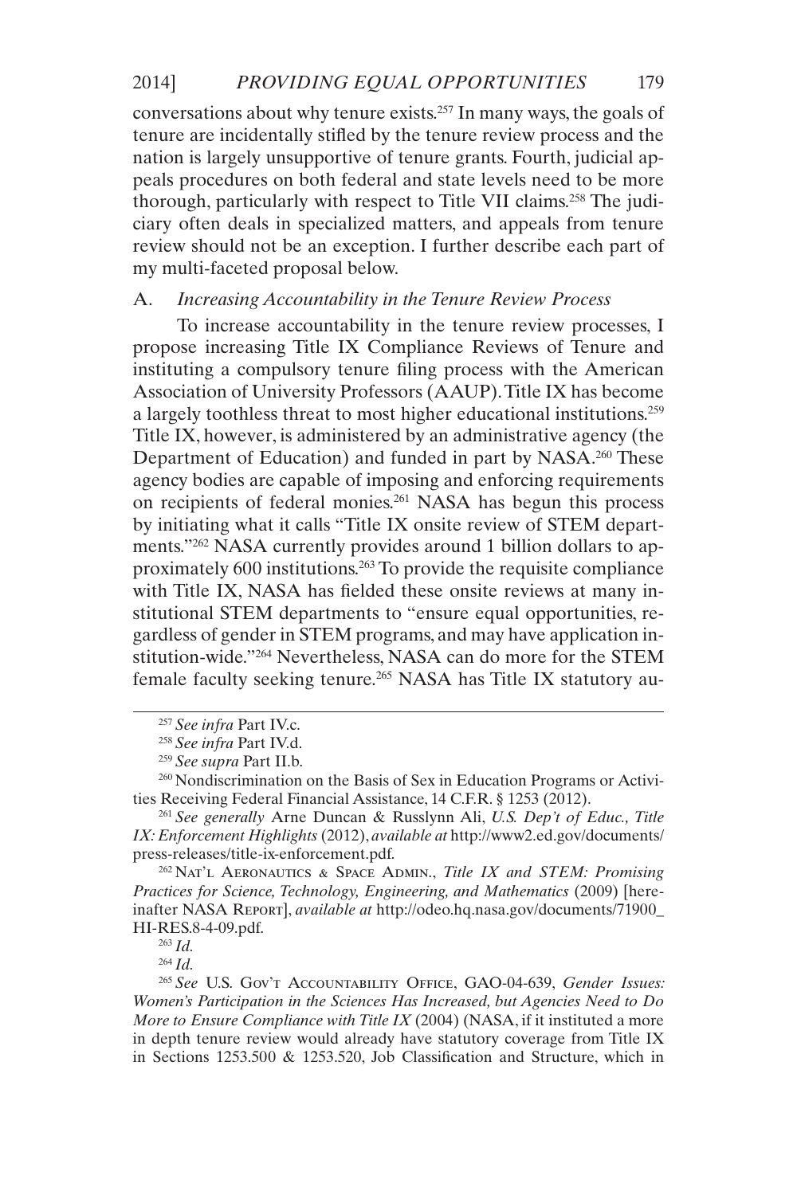conversations about why tenure exists.[257] In many ways, the goals of tenure are incidentally stifled by the tenure review process and the nation is largely unsupportive of tenure grants. Fourth, judicial appeals procedures on both federal and state levels need to be more thorough, particularly with respect to Title VII claims.[258] The judiciary often deals in specialized matters, and appeals from tenure review should not be an exception. I further describe each part of my multi-faceted proposal below.

### A. *Increasing Accountability in the Tenure Review Process*

To increase accountability in the tenure review processes, I propose increasing Title IX Compliance Reviews of Tenure and instituting a compulsory tenure filing process with the American Association of University Professors (AAUP). Title IX has become a largely toothless threat to most higher educational institutions.[259] Title IX, however, is administered by an administrative agency (the Department of Education) and funded in part by NASA.[260] These agency bodies are capable of imposing and enforcing requirements on recipients of federal monies.[261] NASA has begun this process by initiating what it calls "Title IX onsite review of STEM departments."[262] NASA currently provides around 1 billion dollars to approximately 600 institutions.[263] To provide the requisite compliance with Title IX, NASA has fielded these onsite reviews at many institutional STEM departments to "ensure equal opportunities, regardless of gender in STEM programs, and may have application institution-wide."[264] Nevertheless, NASA can do more for the STEM female faculty seeking tenure.[265] NASA has Title IX statutory au-

---

[257] *See infra* Part IV.c.

[258] *See infra* Part IV.d.

[259] *See supra* Part II.b.

[260] Nondiscrimination on the Basis of Sex in Education Programs or Activities Receiving Federal Financial Assistance, 14 C.F.R. § 1253 (2012).

[261] *See generally* Arne Duncan & Russlynn Ali, *U.S. Dep't of Educ., Title IX: Enforcement Highlights* (2012), *available at* http://www2.ed.gov/documents/press-releases/title-ix-enforcement.pdf.

[262] Nat'l Aeronautics & Space Admin., *Title IX and STEM: Promising Practices for Science, Technology, Engineering, and Mathematics* (2009) [hereinafter NASA Report], *available at* http://odeo.hq.nasa.gov/documents/71900_HI-RES.8-4-09.pdf.

[263] *Id.*

[264] *Id.*

[265] *See* U.S. Gov't Accountability Office, GAO-04-639, *Gender Issues: Women's Participation in the Sciences Has Increased, but Agencies Need to Do More to Ensure Compliance with Title IX* (2004) (NASA, if it instituted a more in depth tenure review would already have statutory coverage from Title IX in Sections 1253.500 & 1253.520, Job Classification and Structure, which in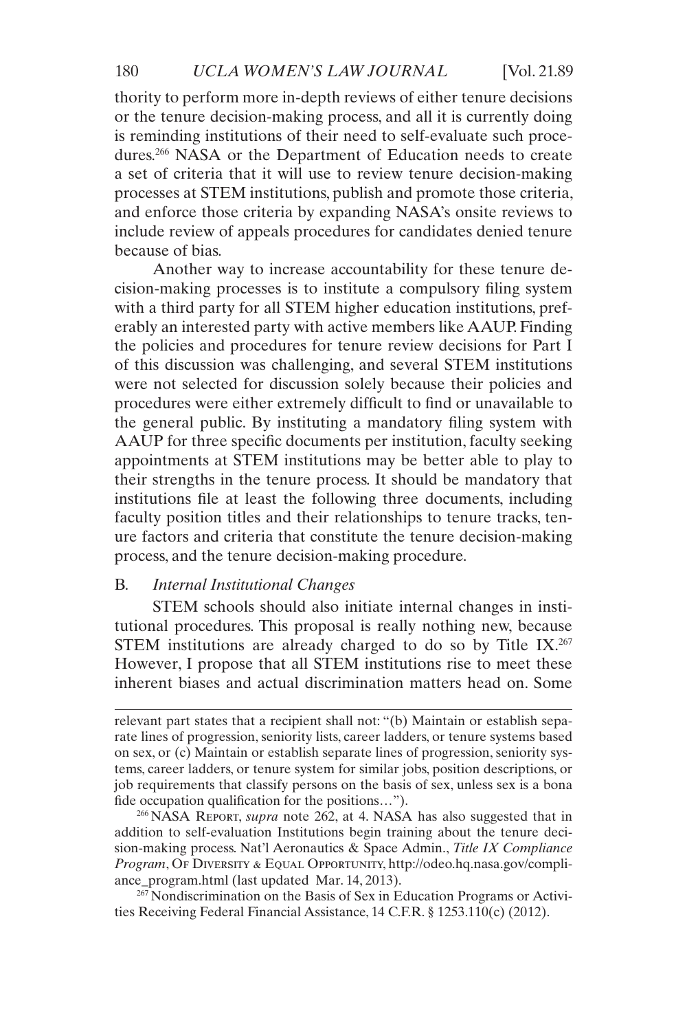thority to perform more in-depth reviews of either tenure decisions or the tenure decision-making process, and all it is currently doing is reminding institutions of their need to self-evaluate such procedures.[266] NASA or the Department of Education needs to create a set of criteria that it will use to review tenure decision-making processes at STEM institutions, publish and promote those criteria, and enforce those criteria by expanding NASA's onsite reviews to include review of appeals procedures for candidates denied tenure because of bias.

Another way to increase accountability for these tenure decision-making processes is to institute a compulsory filing system with a third party for all STEM higher education institutions, preferably an interested party with active members like AAUP. Finding the policies and procedures for tenure review decisions for Part I of this discussion was challenging, and several STEM institutions were not selected for discussion solely because their policies and procedures were either extremely difficult to find or unavailable to the general public. By instituting a mandatory filing system with AAUP for three specific documents per institution, faculty seeking appointments at STEM institutions may be better able to play to their strengths in the tenure process. It should be mandatory that institutions file at least the following three documents, including faculty position titles and their relationships to tenure tracks, tenure factors and criteria that constitute the tenure decision-making process, and the tenure decision-making procedure.

## B. *Internal Institutional Changes*

STEM schools should also initiate internal changes in institutional procedures. This proposal is really nothing new, because STEM institutions are already charged to do so by Title IX.[267] However, I propose that all STEM institutions rise to meet these inherent biases and actual discrimination matters head on. Some

---

relevant part states that a recipient shall not: "(b) Maintain or establish separate lines of progression, seniority lists, career ladders, or tenure systems based on sex, or (c) Maintain or establish separate lines of progression, seniority systems, career ladders, or tenure system for similar jobs, position descriptions, or job requirements that classify persons on the basis of sex, unless sex is a bona fide occupation qualification for the positions…").

[266] NASA Report, *supra* note 262, at 4. NASA has also suggested that in addition to self-evaluation Institutions begin training about the tenure decision-making process. Nat'l Aeronautics & Space Admin., *Title IX Compliance Program*, Of Diversity & Equal Opportunity, http://odeo.hq.nasa.gov/compliance_program.html (last updated Mar. 14, 2013).

[267] Nondiscrimination on the Basis of Sex in Education Programs or Activities Receiving Federal Financial Assistance, 14 C.F.R. § 1253.110(c) (2012).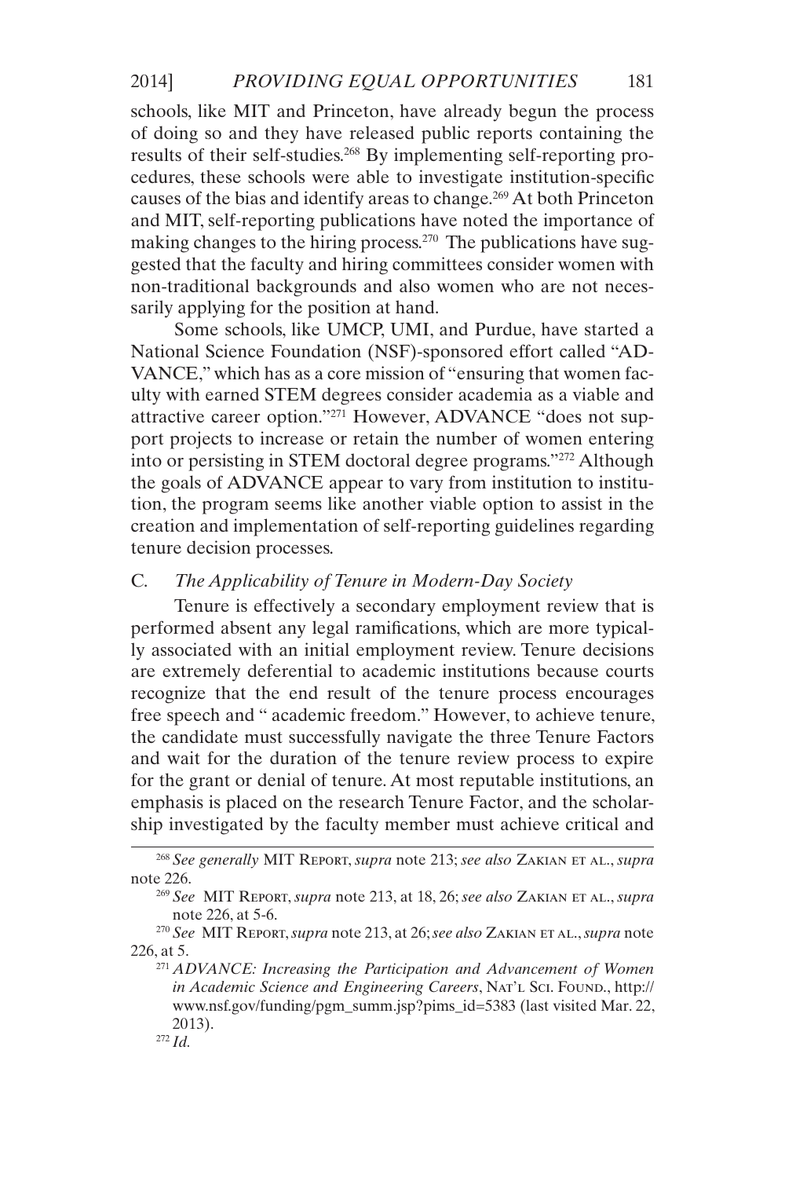schools, like MIT and Princeton, have already begun the process of doing so and they have released public reports containing the results of their self-studies.[268] By implementing self-reporting procedures, these schools were able to investigate institution-specific causes of the bias and identify areas to change.[269] At both Princeton and MIT, self-reporting publications have noted the importance of making changes to the hiring process.[270] The publications have suggested that the faculty and hiring committees consider women with non-traditional backgrounds and also women who are not necessarily applying for the position at hand.

Some schools, like UMCP, UMI, and Purdue, have started a National Science Foundation (NSF)-sponsored effort called "ADVANCE," which has as a core mission of "ensuring that women faculty with earned STEM degrees consider academia as a viable and attractive career option."[271] However, ADVANCE "does not support projects to increase or retain the number of women entering into or persisting in STEM doctoral degree programs."[272] Although the goals of ADVANCE appear to vary from institution to institution, the program seems like another viable option to assist in the creation and implementation of self-reporting guidelines regarding tenure decision processes.

### C. *The Applicability of Tenure in Modern-Day Society*

Tenure is effectively a secondary employment review that is performed absent any legal ramifications, which are more typically associated with an initial employment review. Tenure decisions are extremely deferential to academic institutions because courts recognize that the end result of the tenure process encourages free speech and " academic freedom." However, to achieve tenure, the candidate must successfully navigate the three Tenure Factors and wait for the duration of the tenure review process to expire for the grant or denial of tenure. At most reputable institutions, an emphasis is placed on the research Tenure Factor, and the scholarship investigated by the faculty member must achieve critical and

---

[268] *See generally* MIT Report, *supra* note 213; *see also* Zakian et al., *supra* note 226.

[269] *See* MIT Report, *supra* note 213, at 18, 26; *see also* Zakian et al., *supra* note 226, at 5-6.

[270] *See* MIT Report, *supra* note 213, at 26; *see also* Zakian et al., *supra* note 226, at 5.

[271] *ADVANCE: Increasing the Participation and Advancement of Women in Academic Science and Engineering Careers*, Nat'l Sci. Found., http://www.nsf.gov/funding/pgm_summ.jsp?pims_id=5383 (last visited Mar. 22, 2013).

[272] *Id.*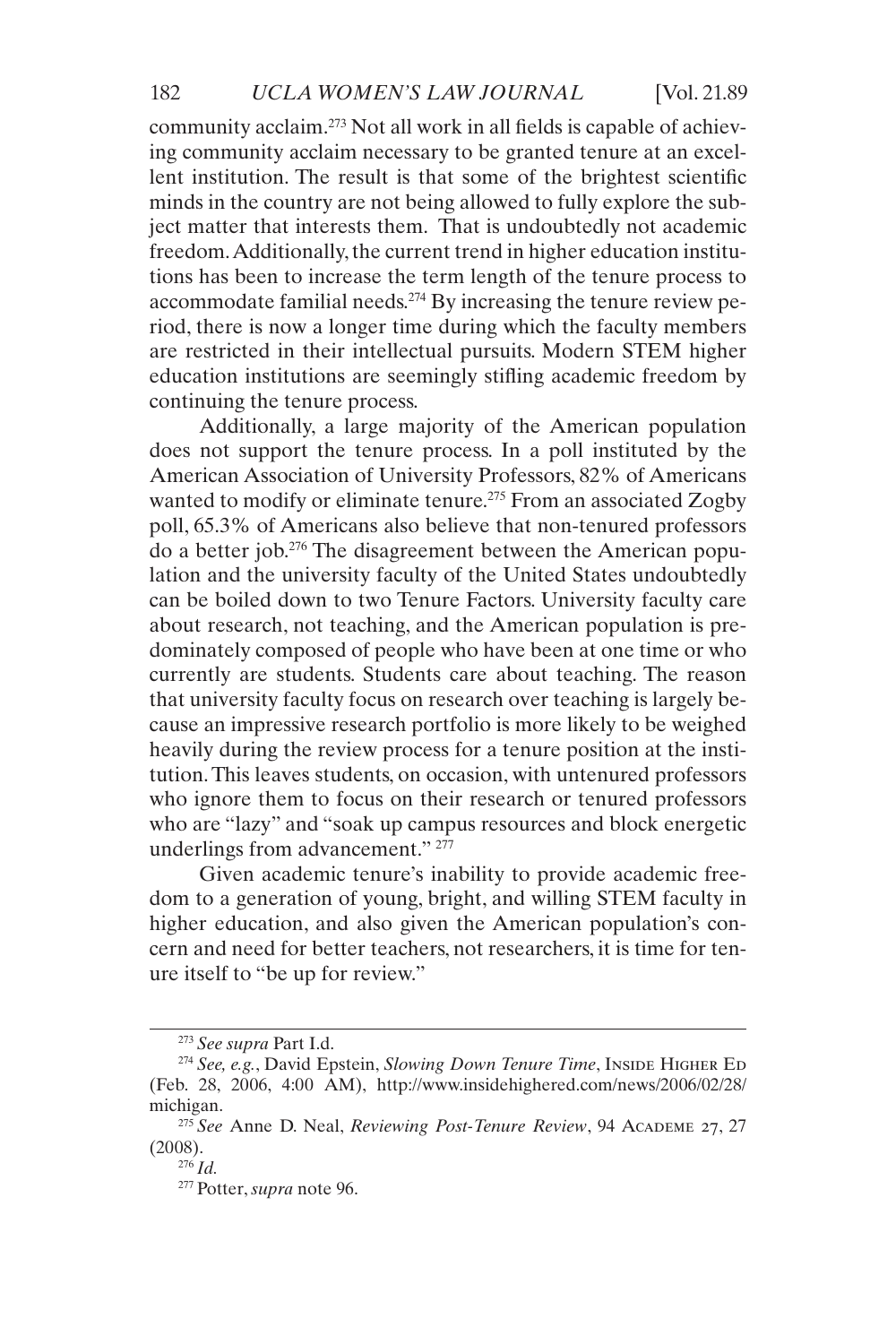community acclaim.[273] Not all work in all fields is capable of achieving community acclaim necessary to be granted tenure at an excellent institution. The result is that some of the brightest scientific minds in the country are not being allowed to fully explore the subject matter that interests them. That is undoubtedly not academic freedom. Additionally, the current trend in higher education institutions has been to increase the term length of the tenure process to accommodate familial needs.[274] By increasing the tenure review period, there is now a longer time during which the faculty members are restricted in their intellectual pursuits. Modern STEM higher education institutions are seemingly stifling academic freedom by continuing the tenure process.

Additionally, a large majority of the American population does not support the tenure process. In a poll instituted by the American Association of University Professors, 82% of Americans wanted to modify or eliminate tenure.[275] From an associated Zogby poll, 65.3% of Americans also believe that non-tenured professors do a better job.[276] The disagreement between the American population and the university faculty of the United States undoubtedly can be boiled down to two Tenure Factors. University faculty care about research, not teaching, and the American population is predominately composed of people who have been at one time or who currently are students. Students care about teaching. The reason that university faculty focus on research over teaching is largely because an impressive research portfolio is more likely to be weighed heavily during the review process for a tenure position at the institution. This leaves students, on occasion, with untenured professors who ignore them to focus on their research or tenured professors who are "lazy" and "soak up campus resources and block energetic underlings from advancement." [277]

Given academic tenure's inability to provide academic freedom to a generation of young, bright, and willing STEM faculty in higher education, and also given the American population's concern and need for better teachers, not researchers, it is time for tenure itself to "be up for review."

---

[273] *See supra* Part I.d.

[274] *See, e.g.*, David Epstein, *Slowing Down Tenure Time*, Inside Higher Ed (Feb. 28, 2006, 4:00 AM), http://www.insidehighered.com/news/2006/02/28/michigan.

[275] *See* Anne D. Neal, *Reviewing Post-Tenure Review*, 94 Academe 27, 27 (2008).

[276] *Id.*

[277] Potter, *supra* note 96.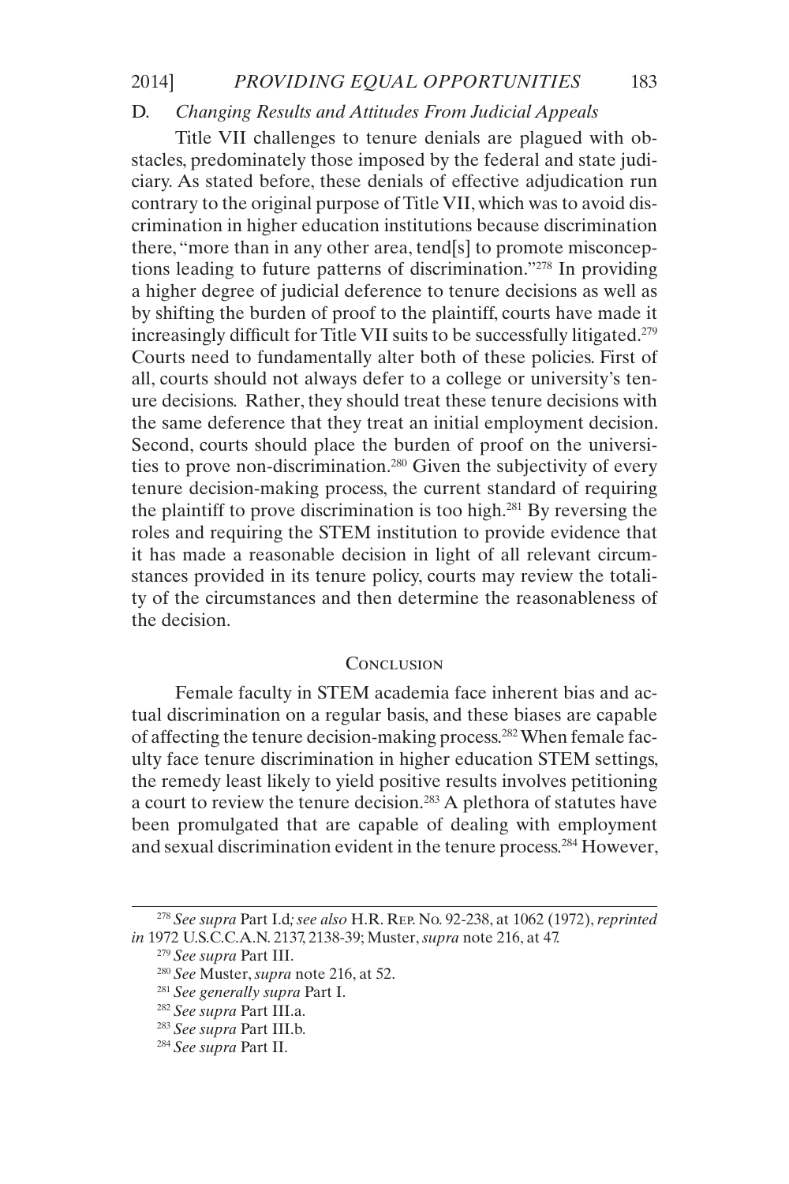### D. *Changing Results and Attitudes From Judicial Appeals*

Title VII challenges to tenure denials are plagued with obstacles, predominately those imposed by the federal and state judiciary. As stated before, these denials of effective adjudication run contrary to the original purpose of Title VII, which was to avoid discrimination in higher education institutions because discrimination there, "more than in any other area, tend[s] to promote misconceptions leading to future patterns of discrimination."[278] In providing a higher degree of judicial deference to tenure decisions as well as by shifting the burden of proof to the plaintiff, courts have made it increasingly difficult for Title VII suits to be successfully litigated.[279] Courts need to fundamentally alter both of these policies. First of all, courts should not always defer to a college or university's tenure decisions. Rather, they should treat these tenure decisions with the same deference that they treat an initial employment decision. Second, courts should place the burden of proof on the universities to prove non-discrimination.[280] Given the subjectivity of every tenure decision-making process, the current standard of requiring the plaintiff to prove discrimination is too high.[281] By reversing the roles and requiring the STEM institution to provide evidence that it has made a reasonable decision in light of all relevant circumstances provided in its tenure policy, courts may review the totality of the circumstances and then determine the reasonableness of the decision.

## Conclusion

Female faculty in STEM academia face inherent bias and actual discrimination on a regular basis, and these biases are capable of affecting the tenure decision-making process.[282] When female faculty face tenure discrimination in higher education STEM settings, the remedy least likely to yield positive results involves petitioning a court to review the tenure decision.[283] A plethora of statutes have been promulgated that are capable of dealing with employment and sexual discrimination evident in the tenure process.[284] However,

---

[278] *See supra* Part I.d; *see also* H.R. Rep. No. 92-238, at 1062 (1972), *reprinted in* 1972 U.S.C.C.A.N. 2137, 2138-39; Muster, *supra* note 216, at 47.

[279] *See supra* Part III.

[280] *See* Muster, *supra* note 216, at 52.

[281] *See generally supra* Part I.

[282] *See supra* Part III.a.

[283] *See supra* Part III.b.

[284] *See supra* Part II.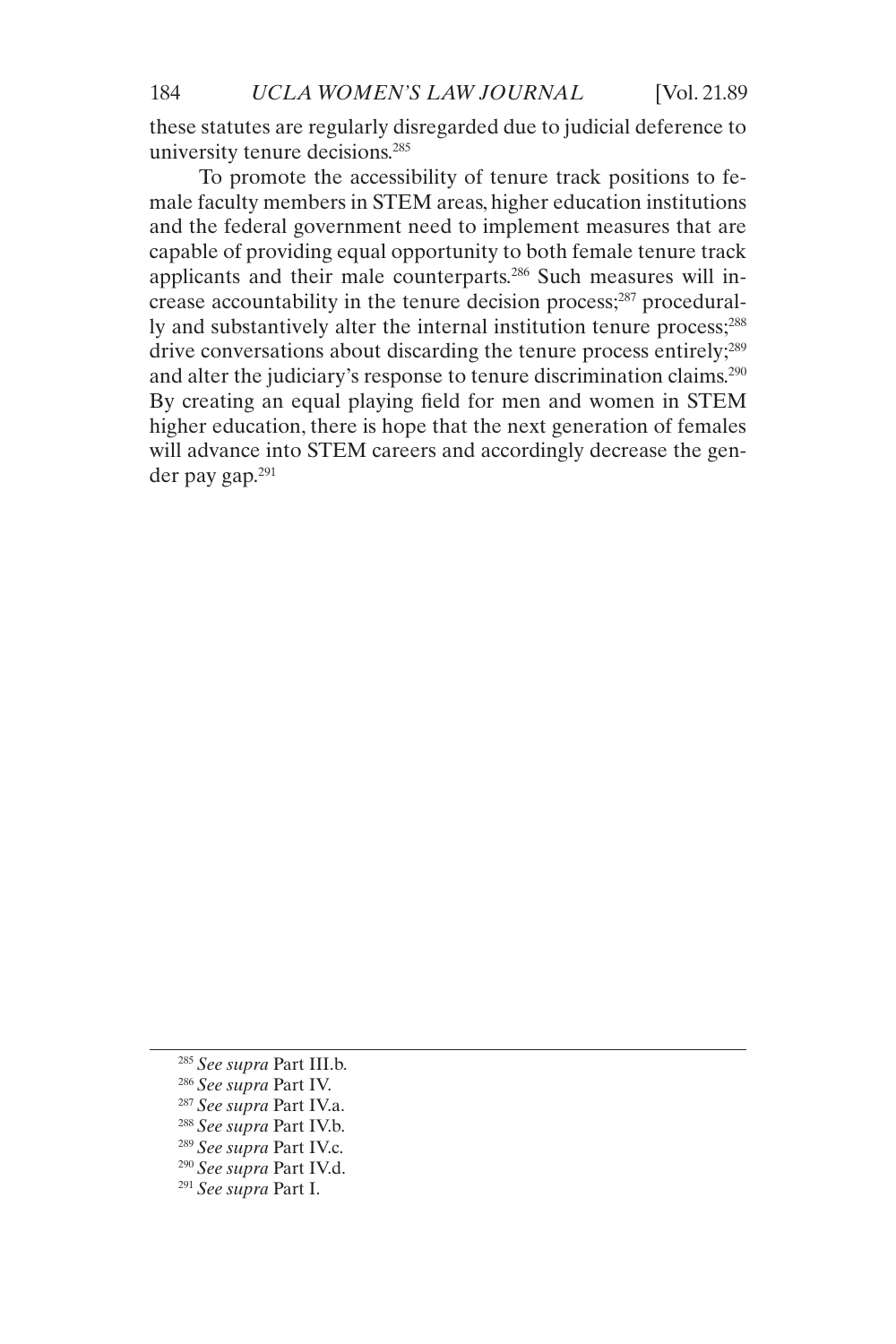these statutes are regularly disregarded due to judicial deference to university tenure decisions.[285]

To promote the accessibility of tenure track positions to female faculty members in STEM areas, higher education institutions and the federal government need to implement measures that are capable of providing equal opportunity to both female tenure track applicants and their male counterparts.[286] Such measures will increase accountability in the tenure decision process;[287] procedurally and substantively alter the internal institution tenure process;[288] drive conversations about discarding the tenure process entirely;[289] and alter the judiciary's response to tenure discrimination claims.[290] By creating an equal playing field for men and women in STEM higher education, there is hope that the next generation of females will advance into STEM careers and accordingly decrease the gender pay gap.[291]

---

[285] *See supra* Part III.b.

[286] *See supra* Part IV.

[287] *See supra* Part IV.a.

[288] *See supra* Part IV.b.

[289] *See supra* Part IV.c.

[290] *See supra* Part IV.d.

[291] *See supra* Part I.